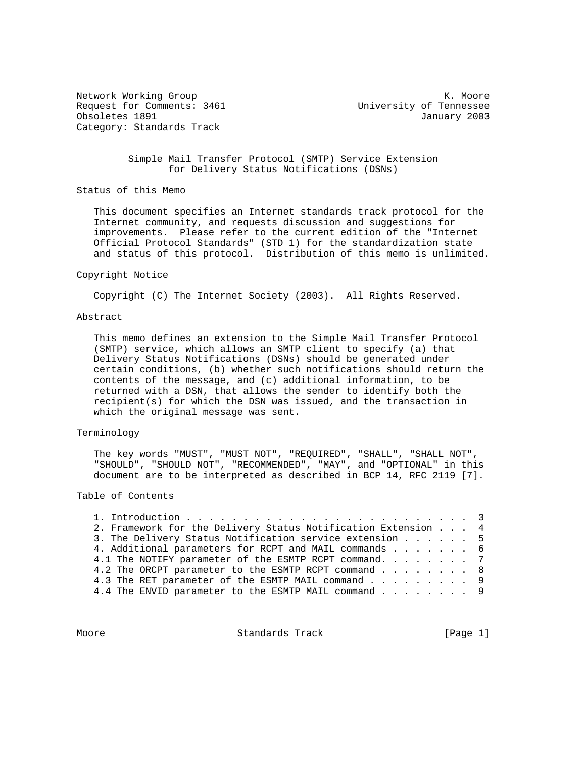Network Working Group K. Moore
Request for Comments: 3461 University of Tennessee
Obsoletes 1891 January 2003
Category: Standards Track

# Simple Mail Transfer Protocol (SMTP) Service Extension for Delivery Status Notifications (DSNs)

## Status of this Memo

This document specifies an Internet standards track protocol for the Internet community, and requests discussion and suggestions for improvements. Please refer to the current edition of the "Internet Official Protocol Standards" (STD 1) for the standardization state and status of this protocol. Distribution of this memo is unlimited.

## Copyright Notice

Copyright (C) The Internet Society (2003). All Rights Reserved.

## Abstract

This memo defines an extension to the Simple Mail Transfer Protocol (SMTP) service, which allows an SMTP client to specify (a) that Delivery Status Notifications (DSNs) should be generated under certain conditions, (b) whether such notifications should return the contents of the message, and (c) additional information, to be returned with a DSN, that allows the sender to identify both the recipient(s) for which the DSN was issued, and the transaction in which the original message was sent.

## Terminology

The key words "MUST", "MUST NOT", "REQUIRED", "SHALL", "SHALL NOT", "SHOULD", "SHOULD NOT", "RECOMMENDED", "MAY", and "OPTIONAL" in this document are to be interpreted as described in BCP 14, RFC 2119 [7].

## Table of Contents

```
1. Introduction . . . . . . . . . . . . . . . . . . . . . . . . .  3
2. Framework for the Delivery Status Notification Extension . . .  4
3. The Delivery Status Notification service extension . . . . . .  5
4. Additional parameters for RCPT and MAIL commands . . . . . . .  6
4.1 The NOTIFY parameter of the ESMTP RCPT command. . . . . . . .  7
4.2 The ORCPT parameter to the ESMTP RCPT command . . . . . . . .  8
4.3 The RET parameter of the ESMTP MAIL command . . . . . . . . .  9
4.4 The ENVID parameter to the ESMTP MAIL command . . . . . . . .  9
```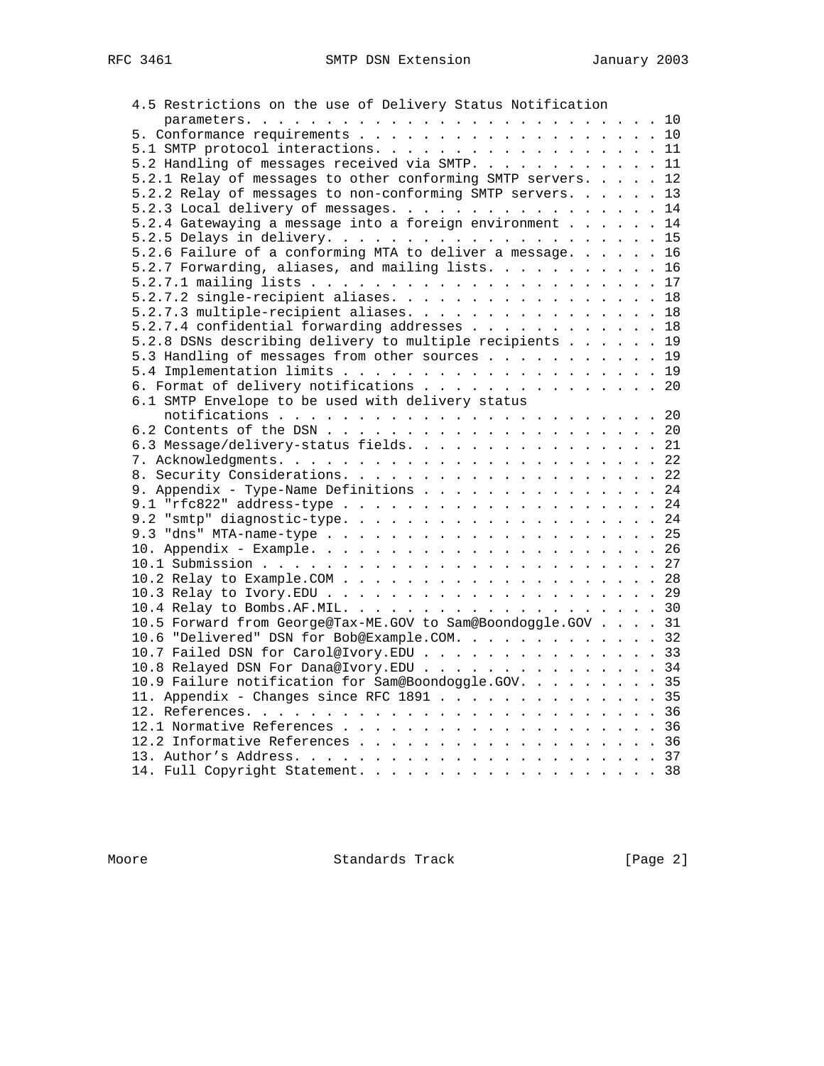```
   4.5 Restrictions on the use of Delivery Status Notification
       parameters. . . . . . . . . . . . . . . . . . . . . . . . . . 10
   5. Conformance requirements . . . . . . . . . . . . . . . . . . . 10
   5.1 SMTP protocol interactions. . . . . . . . . . . . . . . . . . 11
   5.2 Handling of messages received via SMTP. . . . . . . . . . . . 11
   5.2.1 Relay of messages to other conforming SMTP servers. . . . . 12
   5.2.2 Relay of messages to non-conforming SMTP servers. . . . . . 13
   5.2.3 Local delivery of messages. . . . . . . . . . . . . . . . . 14
   5.2.4 Gatewaying a message into a foreign environment . . . . . . 14
   5.2.5 Delays in delivery. . . . . . . . . . . . . . . . . . . . . 15
   5.2.6 Failure of a conforming MTA to deliver a message. . . . . . 16
   5.2.7 Forwarding, aliases, and mailing lists. . . . . . . . . . . 16
   5.2.7.1 mailing lists . . . . . . . . . . . . . . . . . . . . . . 17
   5.2.7.2 single-recipient aliases. . . . . . . . . . . . . . . . . 18
   5.2.7.3 multiple-recipient aliases. . . . . . . . . . . . . . . . 18
   5.2.7.4 confidential forwarding addresses . . . . . . . . . . . . 18
   5.2.8 DSNs describing delivery to multiple recipients . . . . . . 19
   5.3 Handling of messages from other sources . . . . . . . . . . . 19
   5.4 Implementation limits . . . . . . . . . . . . . . . . . . . . 19
   6. Format of delivery notifications . . . . . . . . . . . . . . . 20
   6.1 SMTP Envelope to be used with delivery status
       notifications . . . . . . . . . . . . . . . . . . . . . . . . 20
   6.2 Contents of the DSN . . . . . . . . . . . . . . . . . . . . . 20
   6.3 Message/delivery-status fields. . . . . . . . . . . . . . . . 21
   7. Acknowledgments. . . . . . . . . . . . . . . . . . . . . . . . 22
   8. Security Considerations. . . . . . . . . . . . . . . . . . . . 22
   9. Appendix - Type-Name Definitions . . . . . . . . . . . . . . . 24
   9.1 "rfc822" address-type . . . . . . . . . . . . . . . . . . . . 24
   9.2 "smtp" diagnostic-type. . . . . . . . . . . . . . . . . . . . 24
   9.3 "dns" MTA-name-type . . . . . . . . . . . . . . . . . . . . . 25
   10. Appendix - Example. . . . . . . . . . . . . . . . . . . . . . 26
   10.1 Submission . . . . . . . . . . . . . . . . . . . . . . . . . 27
   10.2 Relay to Example.COM . . . . . . . . . . . . . . . . . . . . 28
   10.3 Relay to Ivory.EDU . . . . . . . . . . . . . . . . . . . . . 29
   10.4 Relay to Bombs.AF.MIL. . . . . . . . . . . . . . . . . . . . 30
   10.5 Forward from George@Tax-ME.GOV to Sam@Boondoggle.GOV . . . . 31
   10.6 "Delivered" DSN for Bob@Example.COM. . . . . . . . . . . . . 32
   10.7 Failed DSN for Carol@Ivory.EDU . . . . . . . . . . . . . . . 33
   10.8 Relayed DSN For Dana@Ivory.EDU . . . . . . . . . . . . . . . 34
   10.9 Failure notification for Sam@Boondoggle.GOV. . . . . . . . . 35
   11. Appendix - Changes since RFC 1891 . . . . . . . . . . . . . . 35
   12. References. . . . . . . . . . . . . . . . . . . . . . . . . . 36
   12.1 Normative References . . . . . . . . . . . . . . . . . . . . 36
   12.2 Informative References . . . . . . . . . . . . . . . . . . . 36
   13. Author's Address. . . . . . . . . . . . . . . . . . . . . . . 37
   14. Full Copyright Statement. . . . . . . . . . . . . . . . . . . 38
```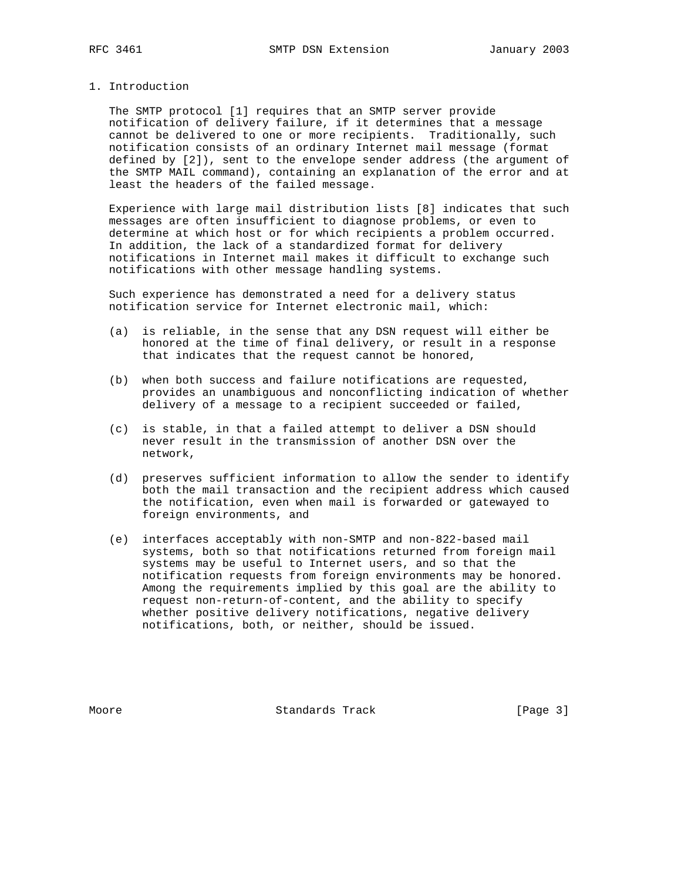## 1. Introduction

The SMTP protocol [1] requires that an SMTP server provide notification of delivery failure, if it determines that a message cannot be delivered to one or more recipients. Traditionally, such notification consists of an ordinary Internet mail message (format defined by [2]), sent to the envelope sender address (the argument of the SMTP MAIL command), containing an explanation of the error and at least the headers of the failed message.

Experience with large mail distribution lists [8] indicates that such messages are often insufficient to diagnose problems, or even to determine at which host or for which recipients a problem occurred. In addition, the lack of a standardized format for delivery notifications in Internet mail makes it difficult to exchange such notifications with other message handling systems.

Such experience has demonstrated a need for a delivery status notification service for Internet electronic mail, which:

(a) is reliable, in the sense that any DSN request will either be honored at the time of final delivery, or result in a response that indicates that the request cannot be honored,

(b) when both success and failure notifications are requested, provides an unambiguous and nonconflicting indication of whether delivery of a message to a recipient succeeded or failed,

(c) is stable, in that a failed attempt to deliver a DSN should never result in the transmission of another DSN over the network,

(d) preserves sufficient information to allow the sender to identify both the mail transaction and the recipient address which caused the notification, even when mail is forwarded or gatewayed to foreign environments, and

(e) interfaces acceptably with non-SMTP and non-822-based mail systems, both so that notifications returned from foreign mail systems may be useful to Internet users, and so that the notification requests from foreign environments may be honored. Among the requirements implied by this goal are the ability to request non-return-of-content, and the ability to specify whether positive delivery notifications, negative delivery notifications, both, or neither, should be issued.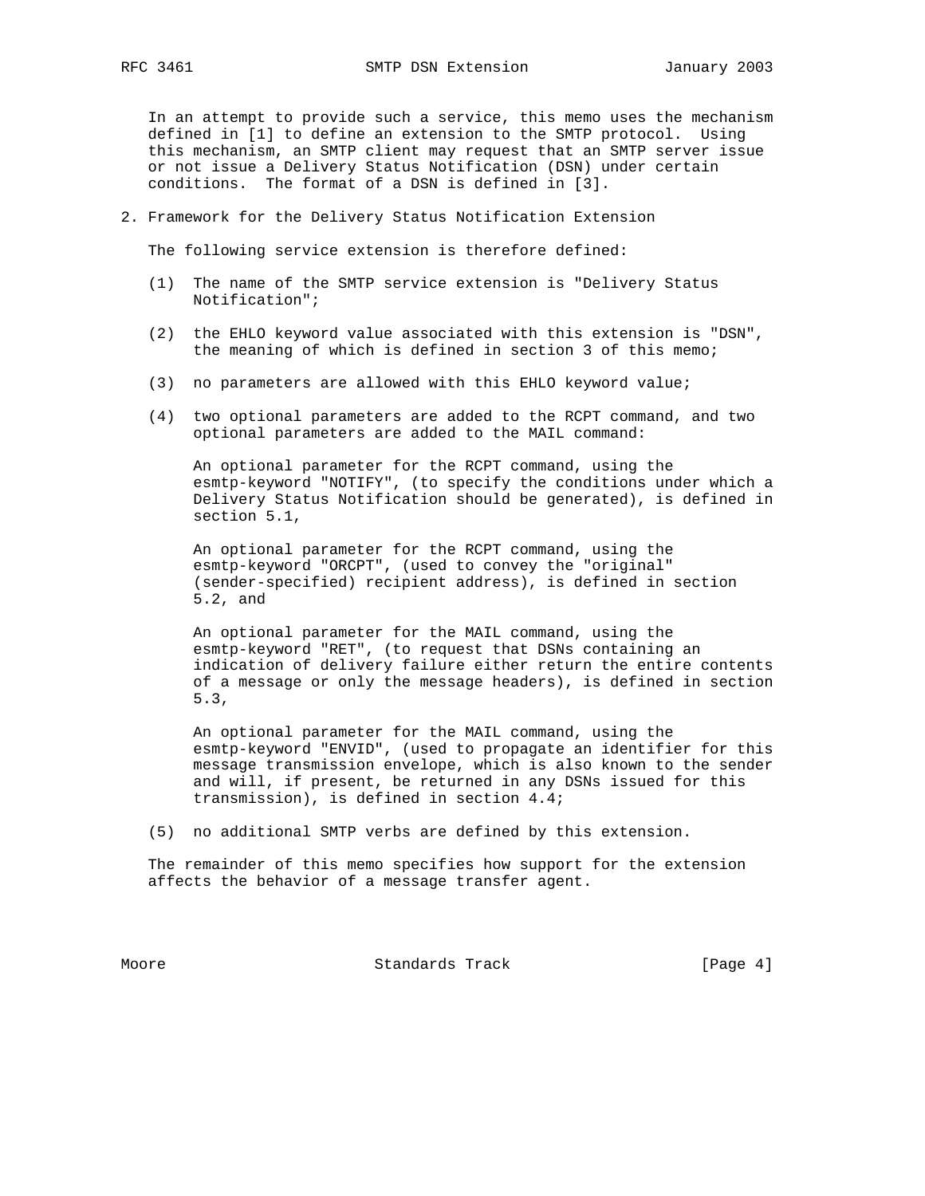In an attempt to provide such a service, this memo uses the mechanism defined in [1] to define an extension to the SMTP protocol. Using this mechanism, an SMTP client may request that an SMTP server issue or not issue a Delivery Status Notification (DSN) under certain conditions. The format of a DSN is defined in [3].

## 2. Framework for the Delivery Status Notification Extension

The following service extension is therefore defined:

(1) The name of the SMTP service extension is "Delivery Status Notification";

(2) the EHLO keyword value associated with this extension is "DSN", the meaning of which is defined in section 3 of this memo;

(3) no parameters are allowed with this EHLO keyword value;

(4) two optional parameters are added to the RCPT command, and two optional parameters are added to the MAIL command:

An optional parameter for the RCPT command, using the esmtp-keyword "NOTIFY", (to specify the conditions under which a Delivery Status Notification should be generated), is defined in section 5.1,

An optional parameter for the RCPT command, using the esmtp-keyword "ORCPT", (used to convey the "original" (sender-specified) recipient address), is defined in section 5.2, and

An optional parameter for the MAIL command, using the esmtp-keyword "RET", (to request that DSNs containing an indication of delivery failure either return the entire contents of a message or only the message headers), is defined in section 5.3,

An optional parameter for the MAIL command, using the esmtp-keyword "ENVID", (used to propagate an identifier for this message transmission envelope, which is also known to the sender and will, if present, be returned in any DSNs issued for this transmission), is defined in section 4.4;

(5) no additional SMTP verbs are defined by this extension.

The remainder of this memo specifies how support for the extension affects the behavior of a message transfer agent.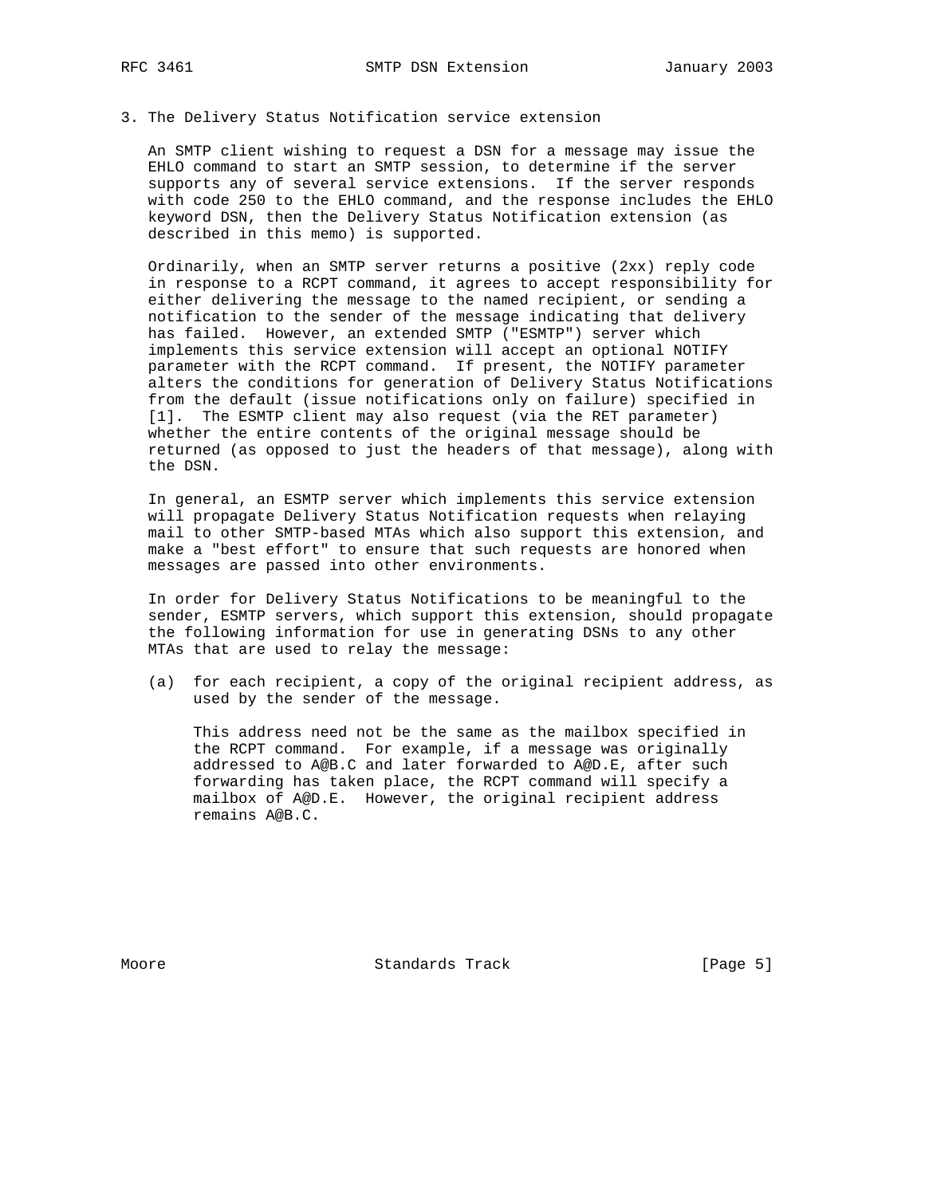## 3. The Delivery Status Notification service extension

An SMTP client wishing to request a DSN for a message may issue the EHLO command to start an SMTP session, to determine if the server supports any of several service extensions. If the server responds with code 250 to the EHLO command, and the response includes the EHLO keyword DSN, then the Delivery Status Notification extension (as described in this memo) is supported.

Ordinarily, when an SMTP server returns a positive (2xx) reply code in response to a RCPT command, it agrees to accept responsibility for either delivering the message to the named recipient, or sending a notification to the sender of the message indicating that delivery has failed. However, an extended SMTP ("ESMTP") server which implements this service extension will accept an optional NOTIFY parameter with the RCPT command. If present, the NOTIFY parameter alters the conditions for generation of Delivery Status Notifications from the default (issue notifications only on failure) specified in [1]. The ESMTP client may also request (via the RET parameter) whether the entire contents of the original message should be returned (as opposed to just the headers of that message), along with the DSN.

In general, an ESMTP server which implements this service extension will propagate Delivery Status Notification requests when relaying mail to other SMTP-based MTAs which also support this extension, and make a "best effort" to ensure that such requests are honored when messages are passed into other environments.

In order for Delivery Status Notifications to be meaningful to the sender, ESMTP servers, which support this extension, should propagate the following information for use in generating DSNs to any other MTAs that are used to relay the message:

(a) for each recipient, a copy of the original recipient address, as used by the sender of the message.

    This address need not be the same as the mailbox specified in the RCPT command. For example, if a message was originally addressed to A@B.C and later forwarded to A@D.E, after such forwarding has taken place, the RCPT command will specify a mailbox of A@D.E. However, the original recipient address remains A@B.C.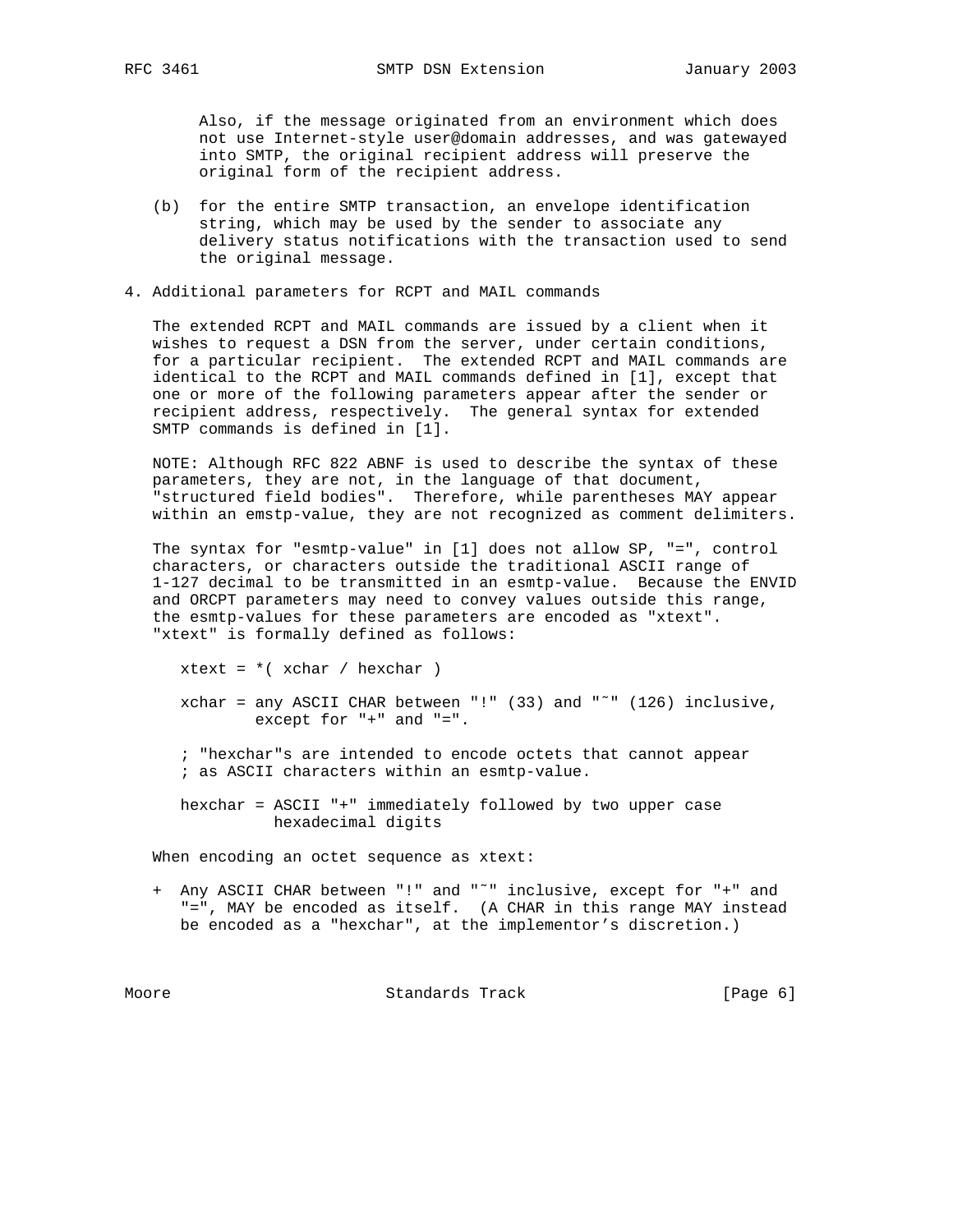Also, if the message originated from an environment which does not use Internet-style user@domain addresses, and was gatewayed into SMTP, the original recipient address will preserve the original form of the recipient address.

(b) for the entire SMTP transaction, an envelope identification string, which may be used by the sender to associate any delivery status notifications with the transaction used to send the original message.

## 4. Additional parameters for RCPT and MAIL commands

The extended RCPT and MAIL commands are issued by a client when it wishes to request a DSN from the server, under certain conditions, for a particular recipient. The extended RCPT and MAIL commands are identical to the RCPT and MAIL commands defined in [1], except that one or more of the following parameters appear after the sender or recipient address, respectively. The general syntax for extended SMTP commands is defined in [1].

NOTE: Although RFC 822 ABNF is used to describe the syntax of these parameters, they are not, in the language of that document, "structured field bodies". Therefore, while parentheses MAY appear within an emstp-value, they are not recognized as comment delimiters.

The syntax for "esmtp-value" in [1] does not allow SP, "=", control characters, or characters outside the traditional ASCII range of 1-127 decimal to be transmitted in an esmtp-value. Because the ENVID and ORCPT parameters may need to convey values outside this range, the esmtp-values for these parameters are encoded as "xtext". "xtext" is formally defined as follows:

```
xtext = *( xchar / hexchar )

xchar = any ASCII CHAR between "!" (33) and "~" (126) inclusive,
        except for "+" and "=".

; "hexchar"s are intended to encode octets that cannot appear
; as ASCII characters within an esmtp-value.

hexchar = ASCII "+" immediately followed by two upper case
          hexadecimal digits
```

When encoding an octet sequence as xtext:

+ Any ASCII CHAR between "!" and "~" inclusive, except for "+" and "=", MAY be encoded as itself. (A CHAR in this range MAY instead be encoded as a "hexchar", at the implementor's discretion.)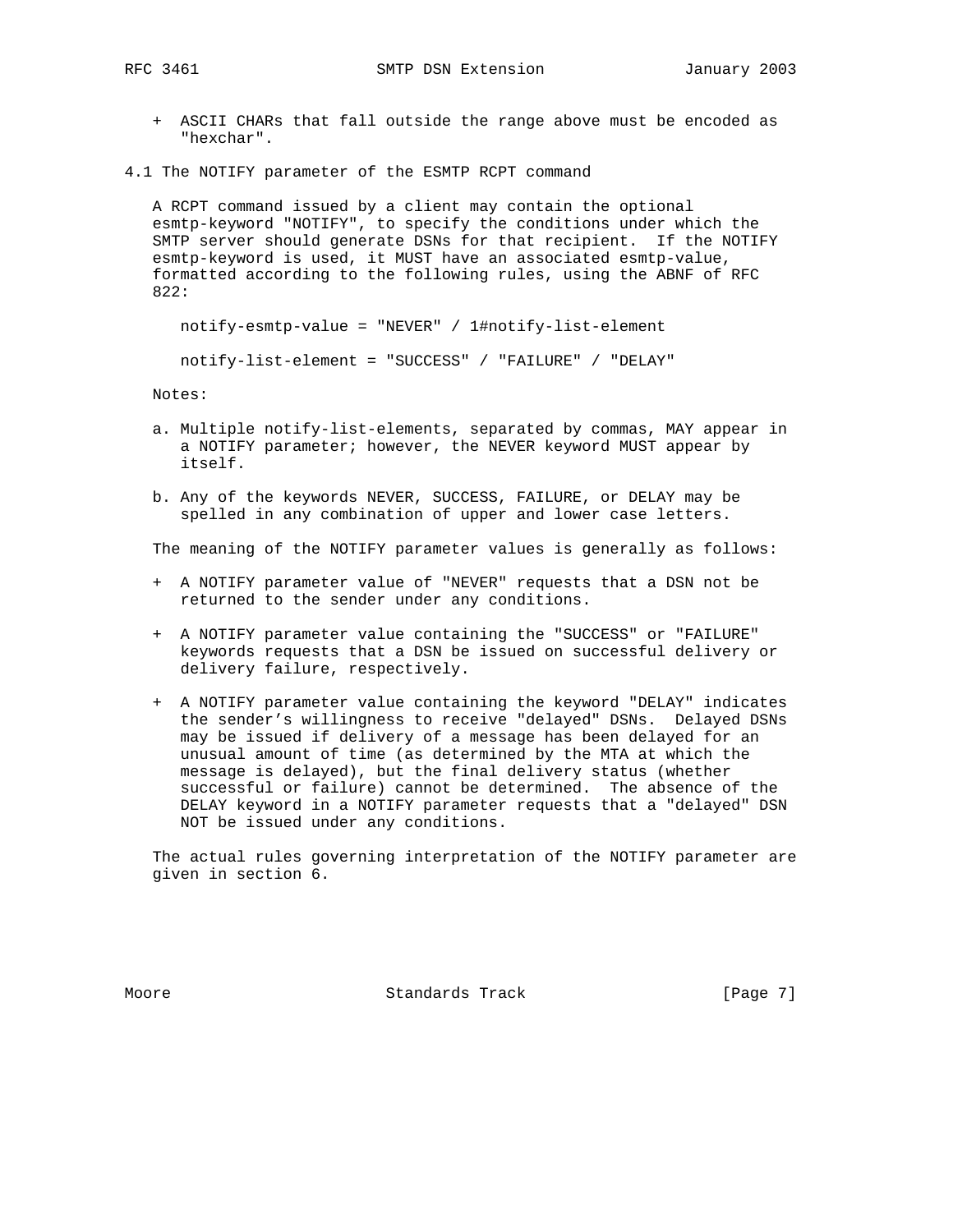+ ASCII CHARs that fall outside the range above must be encoded as "hexchar".

## 4.1 The NOTIFY parameter of the ESMTP RCPT command

A RCPT command issued by a client may contain the optional esmtp-keyword "NOTIFY", to specify the conditions under which the SMTP server should generate DSNs for that recipient. If the NOTIFY esmtp-keyword is used, it MUST have an associated esmtp-value, formatted according to the following rules, using the ABNF of RFC 822:

```
notify-esmtp-value = "NEVER" / 1#notify-list-element

notify-list-element = "SUCCESS" / "FAILURE" / "DELAY"
```

Notes:

a. Multiple notify-list-elements, separated by commas, MAY appear in a NOTIFY parameter; however, the NEVER keyword MUST appear by itself.

b. Any of the keywords NEVER, SUCCESS, FAILURE, or DELAY may be spelled in any combination of upper and lower case letters.

The meaning of the NOTIFY parameter values is generally as follows:

+ A NOTIFY parameter value of "NEVER" requests that a DSN not be returned to the sender under any conditions.

+ A NOTIFY parameter value containing the "SUCCESS" or "FAILURE" keywords requests that a DSN be issued on successful delivery or delivery failure, respectively.

+ A NOTIFY parameter value containing the keyword "DELAY" indicates the sender's willingness to receive "delayed" DSNs. Delayed DSNs may be issued if delivery of a message has been delayed for an unusual amount of time (as determined by the MTA at which the message is delayed), but the final delivery status (whether successful or failure) cannot be determined. The absence of the DELAY keyword in a NOTIFY parameter requests that a "delayed" DSN NOT be issued under any conditions.

The actual rules governing interpretation of the NOTIFY parameter are given in section 6.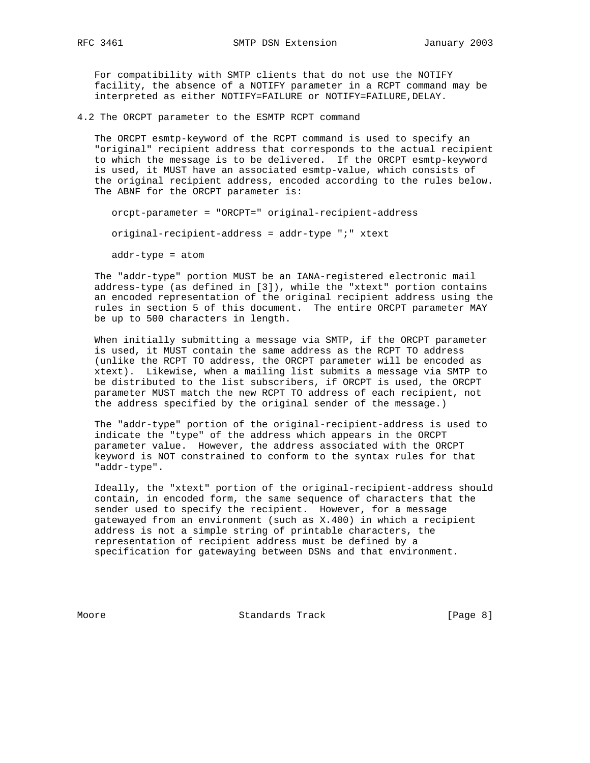For compatibility with SMTP clients that do not use the NOTIFY facility, the absence of a NOTIFY parameter in a RCPT command may be interpreted as either NOTIFY=FAILURE or NOTIFY=FAILURE,DELAY.

## 4.2 The ORCPT parameter to the ESMTP RCPT command

The ORCPT esmtp-keyword of the RCPT command is used to specify an "original" recipient address that corresponds to the actual recipient to which the message is to be delivered. If the ORCPT esmtp-keyword is used, it MUST have an associated esmtp-value, which consists of the original recipient address, encoded according to the rules below. The ABNF for the ORCPT parameter is:

```
orcpt-parameter = "ORCPT=" original-recipient-address

original-recipient-address = addr-type ";" xtext

addr-type = atom
```

The "addr-type" portion MUST be an IANA-registered electronic mail address-type (as defined in [3]), while the "xtext" portion contains an encoded representation of the original recipient address using the rules in section 5 of this document. The entire ORCPT parameter MAY be up to 500 characters in length.

When initially submitting a message via SMTP, if the ORCPT parameter is used, it MUST contain the same address as the RCPT TO address (unlike the RCPT TO address, the ORCPT parameter will be encoded as xtext). Likewise, when a mailing list submits a message via SMTP to be distributed to the list subscribers, if ORCPT is used, the ORCPT parameter MUST match the new RCPT TO address of each recipient, not the address specified by the original sender of the message.)

The "addr-type" portion of the original-recipient-address is used to indicate the "type" of the address which appears in the ORCPT parameter value. However, the address associated with the ORCPT keyword is NOT constrained to conform to the syntax rules for that "addr-type".

Ideally, the "xtext" portion of the original-recipient-address should contain, in encoded form, the same sequence of characters that the sender used to specify the recipient. However, for a message gatewayed from an environment (such as X.400) in which a recipient address is not a simple string of printable characters, the representation of recipient address must be defined by a specification for gatewaying between DSNs and that environment.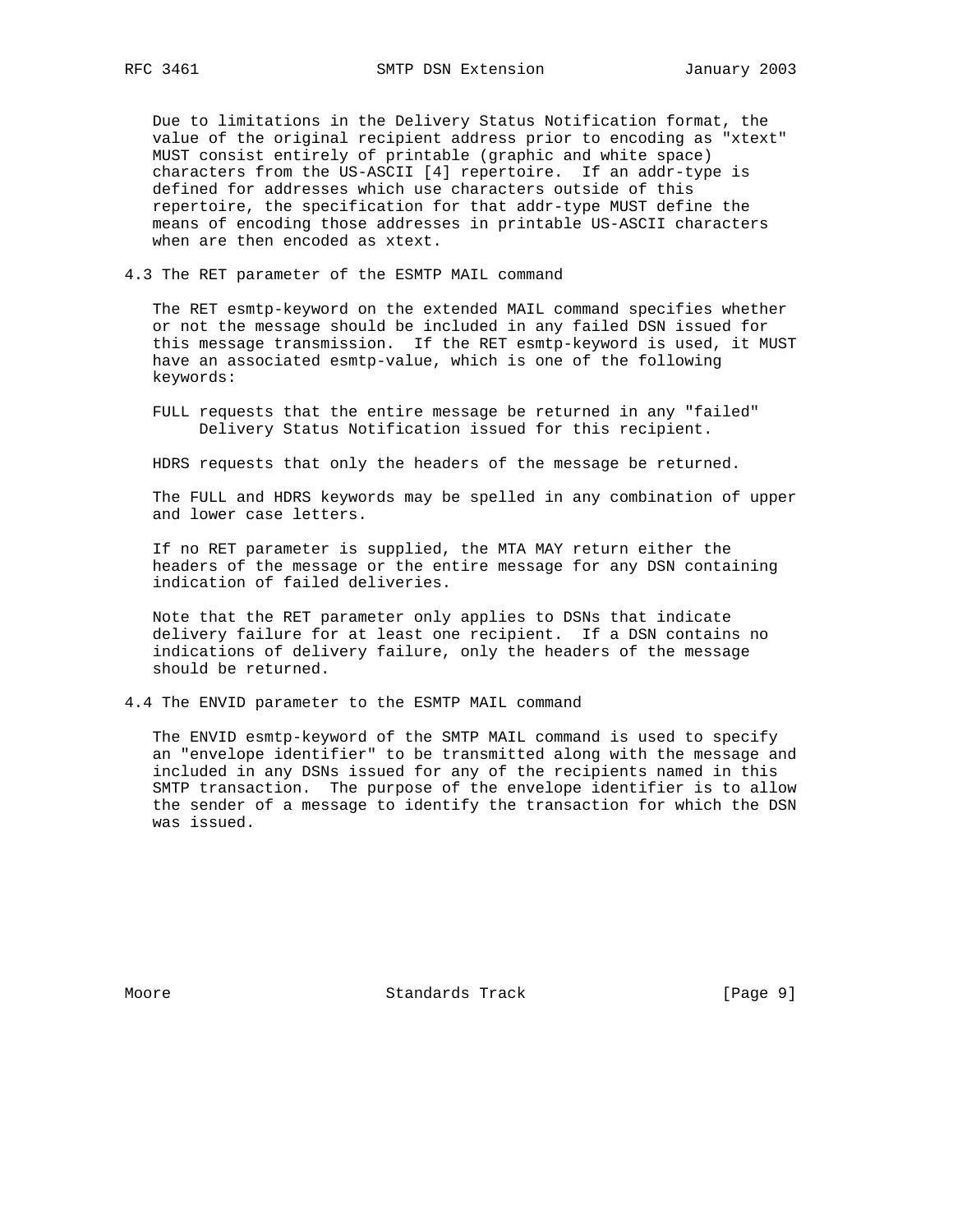Due to limitations in the Delivery Status Notification format, the value of the original recipient address prior to encoding as "xtext" MUST consist entirely of printable (graphic and white space) characters from the US-ASCII [4] repertoire. If an addr-type is defined for addresses which use characters outside of this repertoire, the specification for that addr-type MUST define the means of encoding those addresses in printable US-ASCII characters when are then encoded as xtext.

### 4.3 The RET parameter of the ESMTP MAIL command

The RET esmtp-keyword on the extended MAIL command specifies whether or not the message should be included in any failed DSN issued for this message transmission. If the RET esmtp-keyword is used, it MUST have an associated esmtp-value, which is one of the following keywords:

FULL requests that the entire message be returned in any "failed" Delivery Status Notification issued for this recipient.

HDRS requests that only the headers of the message be returned.

The FULL and HDRS keywords may be spelled in any combination of upper and lower case letters.

If no RET parameter is supplied, the MTA MAY return either the headers of the message or the entire message for any DSN containing indication of failed deliveries.

Note that the RET parameter only applies to DSNs that indicate delivery failure for at least one recipient. If a DSN contains no indications of delivery failure, only the headers of the message should be returned.

### 4.4 The ENVID parameter to the ESMTP MAIL command

The ENVID esmtp-keyword of the SMTP MAIL command is used to specify an "envelope identifier" to be transmitted along with the message and included in any DSNs issued for any of the recipients named in this SMTP transaction. The purpose of the envelope identifier is to allow the sender of a message to identify the transaction for which the DSN was issued.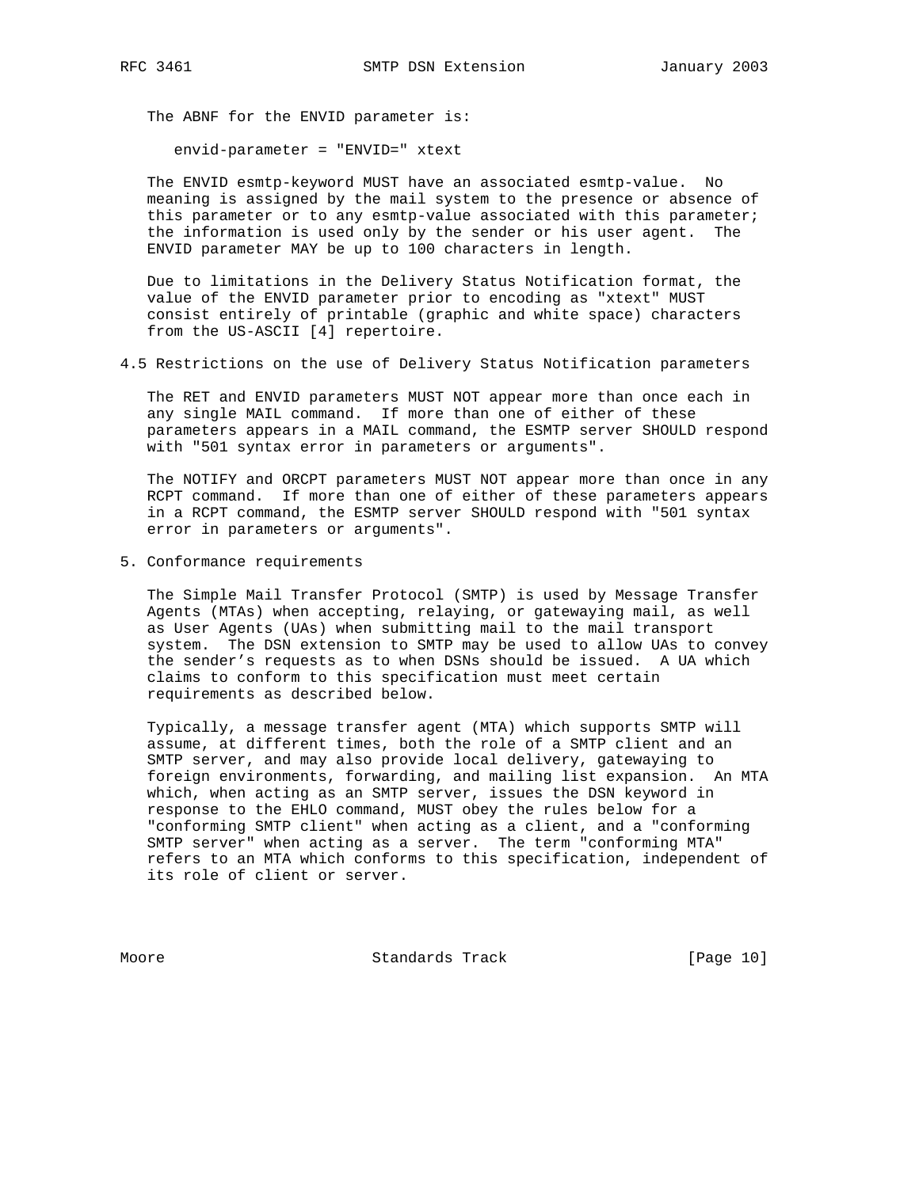The ABNF for the ENVID parameter is:

```
envid-parameter = "ENVID=" xtext
```

The ENVID esmtp-keyword MUST have an associated esmtp-value. No meaning is assigned by the mail system to the presence or absence of this parameter or to any esmtp-value associated with this parameter; the information is used only by the sender or his user agent. The ENVID parameter MAY be up to 100 characters in length.

Due to limitations in the Delivery Status Notification format, the value of the ENVID parameter prior to encoding as "xtext" MUST consist entirely of printable (graphic and white space) characters from the US-ASCII [4] repertoire.

### 4.5 Restrictions on the use of Delivery Status Notification parameters

The RET and ENVID parameters MUST NOT appear more than once each in any single MAIL command. If more than one of either of these parameters appears in a MAIL command, the ESMTP server SHOULD respond with "501 syntax error in parameters or arguments".

The NOTIFY and ORCPT parameters MUST NOT appear more than once in any RCPT command. If more than one of either of these parameters appears in a RCPT command, the ESMTP server SHOULD respond with "501 syntax error in parameters or arguments".

## 5. Conformance requirements

The Simple Mail Transfer Protocol (SMTP) is used by Message Transfer Agents (MTAs) when accepting, relaying, or gatewaying mail, as well as User Agents (UAs) when submitting mail to the mail transport system. The DSN extension to SMTP may be used to allow UAs to convey the sender's requests as to when DSNs should be issued. A UA which claims to conform to this specification must meet certain requirements as described below.

Typically, a message transfer agent (MTA) which supports SMTP will assume, at different times, both the role of a SMTP client and an SMTP server, and may also provide local delivery, gatewaying to foreign environments, forwarding, and mailing list expansion. An MTA which, when acting as an SMTP server, issues the DSN keyword in response to the EHLO command, MUST obey the rules below for a "conforming SMTP client" when acting as a client, and a "conforming SMTP server" when acting as a server. The term "conforming MTA" refers to an MTA which conforms to this specification, independent of its role of client or server.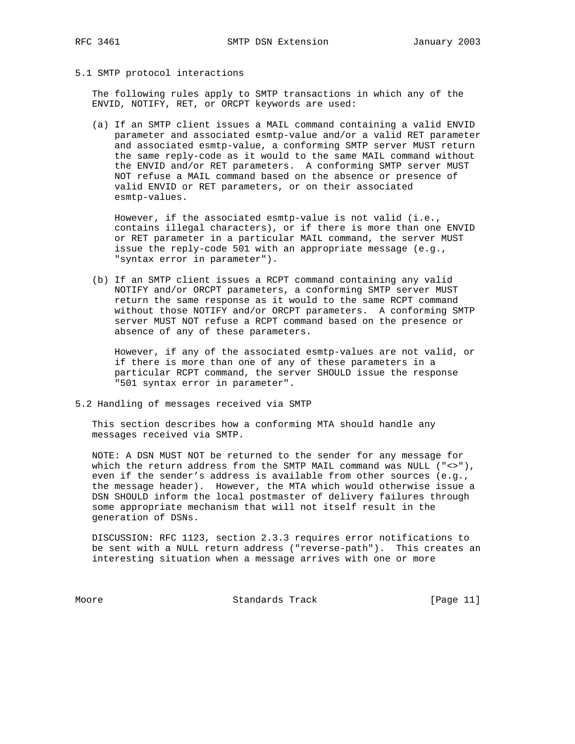### 5.1 SMTP protocol interactions

The following rules apply to SMTP transactions in which any of the ENVID, NOTIFY, RET, or ORCPT keywords are used:

(a) If an SMTP client issues a MAIL command containing a valid ENVID parameter and associated esmtp-value and/or a valid RET parameter and associated esmtp-value, a conforming SMTP server MUST return the same reply-code as it would to the same MAIL command without the ENVID and/or RET parameters. A conforming SMTP server MUST NOT refuse a MAIL command based on the absence or presence of valid ENVID or RET parameters, or on their associated esmtp-values.

However, if the associated esmtp-value is not valid (i.e., contains illegal characters), or if there is more than one ENVID or RET parameter in a particular MAIL command, the server MUST issue the reply-code 501 with an appropriate message (e.g., "syntax error in parameter").

(b) If an SMTP client issues a RCPT command containing any valid NOTIFY and/or ORCPT parameters, a conforming SMTP server MUST return the same response as it would to the same RCPT command without those NOTIFY and/or ORCPT parameters. A conforming SMTP server MUST NOT refuse a RCPT command based on the presence or absence of any of these parameters.

However, if any of the associated esmtp-values are not valid, or if there is more than one of any of these parameters in a particular RCPT command, the server SHOULD issue the response "501 syntax error in parameter".

### 5.2 Handling of messages received via SMTP

This section describes how a conforming MTA should handle any messages received via SMTP.

NOTE: A DSN MUST NOT be returned to the sender for any message for which the return address from the SMTP MAIL command was NULL ("<>"), even if the sender's address is available from other sources (e.g., the message header). However, the MTA which would otherwise issue a DSN SHOULD inform the local postmaster of delivery failures through some appropriate mechanism that will not itself result in the generation of DSNs.

DISCUSSION: RFC 1123, section 2.3.3 requires error notifications to be sent with a NULL return address ("reverse-path"). This creates an interesting situation when a message arrives with one or more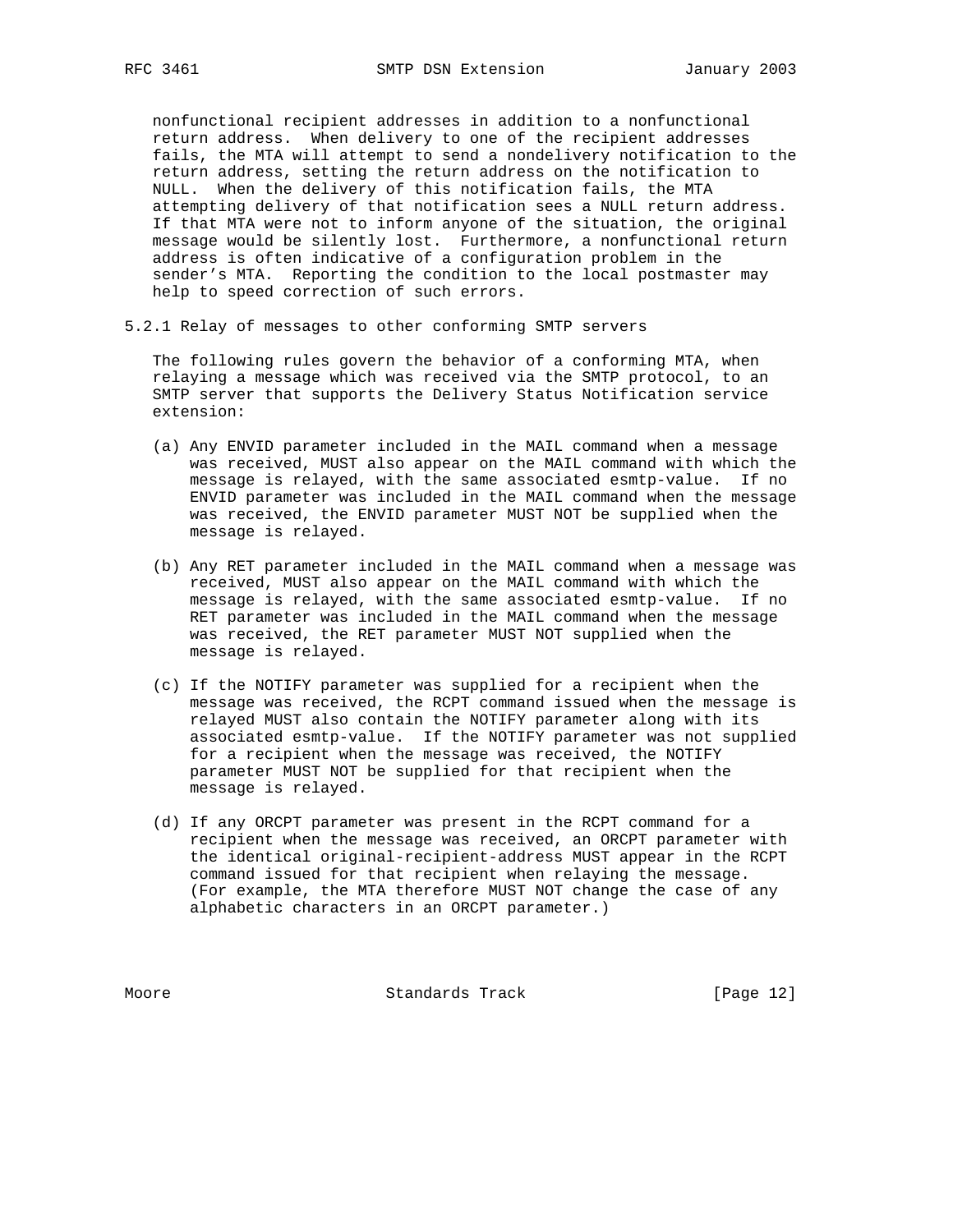nonfunctional recipient addresses in addition to a nonfunctional return address. When delivery to one of the recipient addresses fails, the MTA will attempt to send a nondelivery notification to the return address, setting the return address on the notification to NULL. When the delivery of this notification fails, the MTA attempting delivery of that notification sees a NULL return address. If that MTA were not to inform anyone of the situation, the original message would be silently lost. Furthermore, a nonfunctional return address is often indicative of a configuration problem in the sender's MTA. Reporting the condition to the local postmaster may help to speed correction of such errors.

### 5.2.1 Relay of messages to other conforming SMTP servers

The following rules govern the behavior of a conforming MTA, when relaying a message which was received via the SMTP protocol, to an SMTP server that supports the Delivery Status Notification service extension:

(a) Any ENVID parameter included in the MAIL command when a message was received, MUST also appear on the MAIL command with which the message is relayed, with the same associated esmtp-value. If no ENVID parameter was included in the MAIL command when the message was received, the ENVID parameter MUST NOT be supplied when the message is relayed.

(b) Any RET parameter included in the MAIL command when a message was received, MUST also appear on the MAIL command with which the message is relayed, with the same associated esmtp-value. If no RET parameter was included in the MAIL command when the message was received, the RET parameter MUST NOT supplied when the message is relayed.

(c) If the NOTIFY parameter was supplied for a recipient when the message was received, the RCPT command issued when the message is relayed MUST also contain the NOTIFY parameter along with its associated esmtp-value. If the NOTIFY parameter was not supplied for a recipient when the message was received, the NOTIFY parameter MUST NOT be supplied for that recipient when the message is relayed.

(d) If any ORCPT parameter was present in the RCPT command for a recipient when the message was received, an ORCPT parameter with the identical original-recipient-address MUST appear in the RCPT command issued for that recipient when relaying the message. (For example, the MTA therefore MUST NOT change the case of any alphabetic characters in an ORCPT parameter.)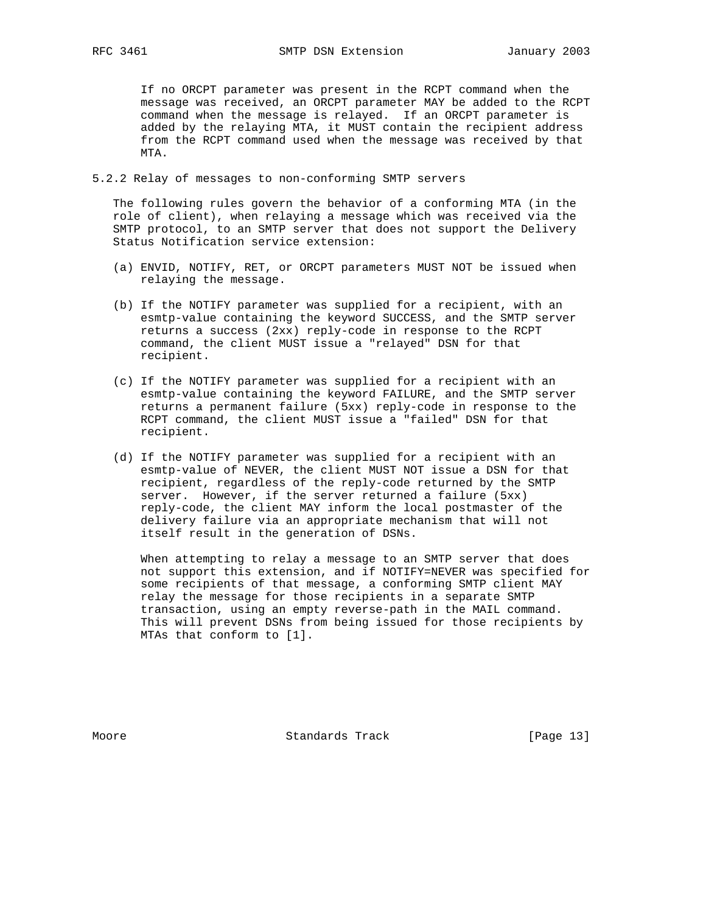If no ORCPT parameter was present in the RCPT command when the message was received, an ORCPT parameter MAY be added to the RCPT command when the message is relayed. If an ORCPT parameter is added by the relaying MTA, it MUST contain the recipient address from the RCPT command used when the message was received by that MTA.

### 5.2.2 Relay of messages to non-conforming SMTP servers

The following rules govern the behavior of a conforming MTA (in the role of client), when relaying a message which was received via the SMTP protocol, to an SMTP server that does not support the Delivery Status Notification service extension:

(a) ENVID, NOTIFY, RET, or ORCPT parameters MUST NOT be issued when relaying the message.

(b) If the NOTIFY parameter was supplied for a recipient, with an esmtp-value containing the keyword SUCCESS, and the SMTP server returns a success (2xx) reply-code in response to the RCPT command, the client MUST issue a "relayed" DSN for that recipient.

(c) If the NOTIFY parameter was supplied for a recipient with an esmtp-value containing the keyword FAILURE, and the SMTP server returns a permanent failure (5xx) reply-code in response to the RCPT command, the client MUST issue a "failed" DSN for that recipient.

(d) If the NOTIFY parameter was supplied for a recipient with an esmtp-value of NEVER, the client MUST NOT issue a DSN for that recipient, regardless of the reply-code returned by the SMTP server. However, if the server returned a failure (5xx) reply-code, the client MAY inform the local postmaster of the delivery failure via an appropriate mechanism that will not itself result in the generation of DSNs.

When attempting to relay a message to an SMTP server that does not support this extension, and if NOTIFY=NEVER was specified for some recipients of that message, a conforming SMTP client MAY relay the message for those recipients in a separate SMTP transaction, using an empty reverse-path in the MAIL command. This will prevent DSNs from being issued for those recipients by MTAs that conform to [1].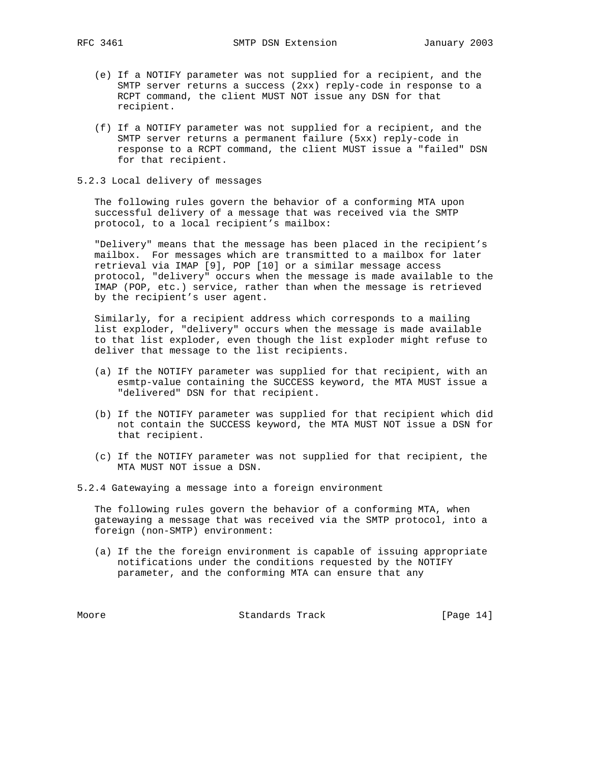(e) If a NOTIFY parameter was not supplied for a recipient, and the SMTP server returns a success (2xx) reply-code in response to a RCPT command, the client MUST NOT issue any DSN for that recipient.

(f) If a NOTIFY parameter was not supplied for a recipient, and the SMTP server returns a permanent failure (5xx) reply-code in response to a RCPT command, the client MUST issue a "failed" DSN for that recipient.

### 5.2.3 Local delivery of messages

The following rules govern the behavior of a conforming MTA upon successful delivery of a message that was received via the SMTP protocol, to a local recipient's mailbox:

"Delivery" means that the message has been placed in the recipient's mailbox. For messages which are transmitted to a mailbox for later retrieval via IMAP [9], POP [10] or a similar message access protocol, "delivery" occurs when the message is made available to the IMAP (POP, etc.) service, rather than when the message is retrieved by the recipient's user agent.

Similarly, for a recipient address which corresponds to a mailing list exploder, "delivery" occurs when the message is made available to that list exploder, even though the list exploder might refuse to deliver that message to the list recipients.

(a) If the NOTIFY parameter was supplied for that recipient, with an esmtp-value containing the SUCCESS keyword, the MTA MUST issue a "delivered" DSN for that recipient.

(b) If the NOTIFY parameter was supplied for that recipient which did not contain the SUCCESS keyword, the MTA MUST NOT issue a DSN for that recipient.

(c) If the NOTIFY parameter was not supplied for that recipient, the MTA MUST NOT issue a DSN.

### 5.2.4 Gatewaying a message into a foreign environment

The following rules govern the behavior of a conforming MTA, when gatewaying a message that was received via the SMTP protocol, into a foreign (non-SMTP) environment:

(a) If the the foreign environment is capable of issuing appropriate notifications under the conditions requested by the NOTIFY parameter, and the conforming MTA can ensure that any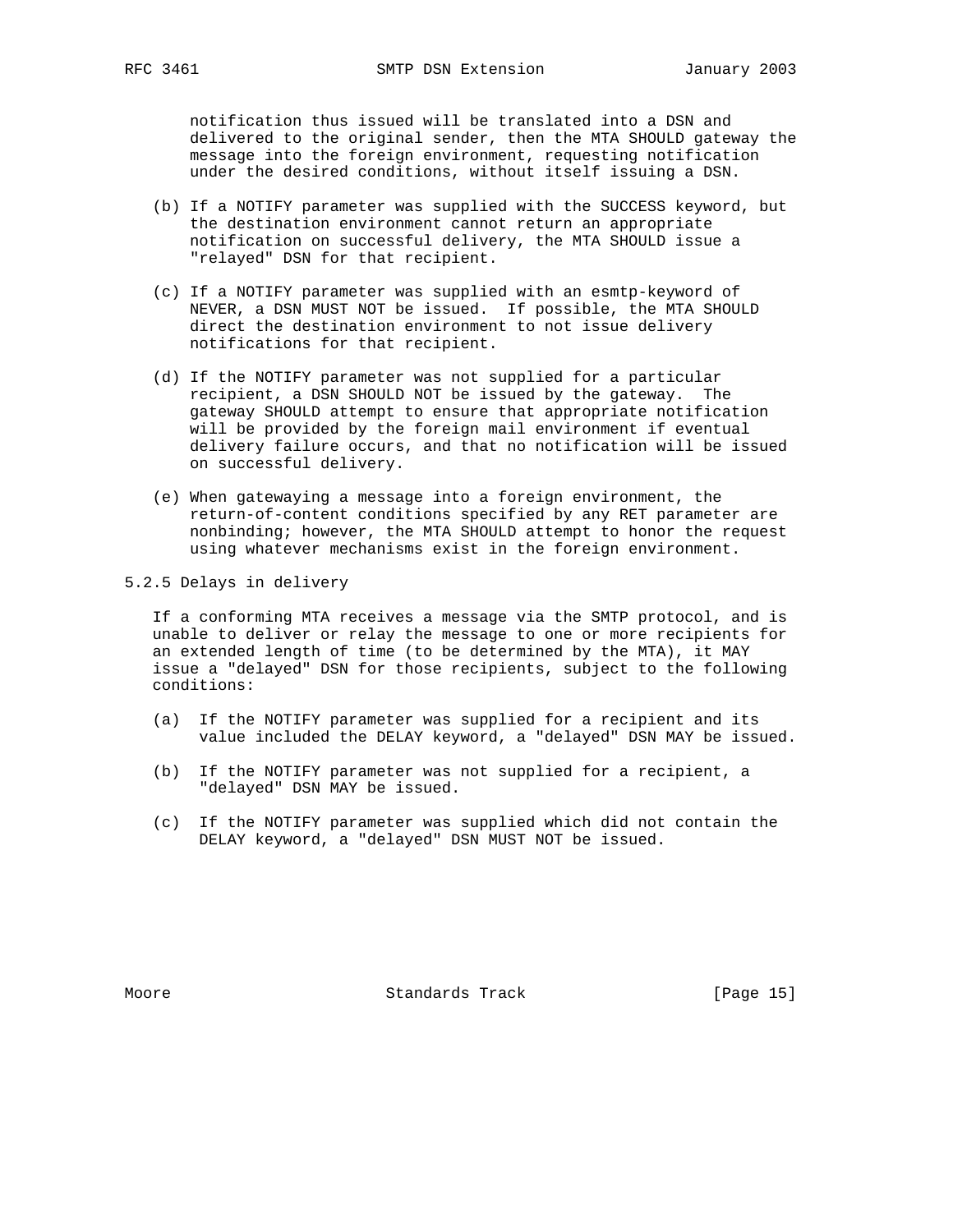notification thus issued will be translated into a DSN and delivered to the original sender, then the MTA SHOULD gateway the message into the foreign environment, requesting notification under the desired conditions, without itself issuing a DSN.

(b) If a NOTIFY parameter was supplied with the SUCCESS keyword, but the destination environment cannot return an appropriate notification on successful delivery, the MTA SHOULD issue a "relayed" DSN for that recipient.

(c) If a NOTIFY parameter was supplied with an esmtp-keyword of NEVER, a DSN MUST NOT be issued. If possible, the MTA SHOULD direct the destination environment to not issue delivery notifications for that recipient.

(d) If the NOTIFY parameter was not supplied for a particular recipient, a DSN SHOULD NOT be issued by the gateway. The gateway SHOULD attempt to ensure that appropriate notification will be provided by the foreign mail environment if eventual delivery failure occurs, and that no notification will be issued on successful delivery.

(e) When gatewaying a message into a foreign environment, the return-of-content conditions specified by any RET parameter are nonbinding; however, the MTA SHOULD attempt to honor the request using whatever mechanisms exist in the foreign environment.

### 5.2.5 Delays in delivery

If a conforming MTA receives a message via the SMTP protocol, and is unable to deliver or relay the message to one or more recipients for an extended length of time (to be determined by the MTA), it MAY issue a "delayed" DSN for those recipients, subject to the following conditions:

(a) If the NOTIFY parameter was supplied for a recipient and its value included the DELAY keyword, a "delayed" DSN MAY be issued.

(b) If the NOTIFY parameter was not supplied for a recipient, a "delayed" DSN MAY be issued.

(c) If the NOTIFY parameter was supplied which did not contain the DELAY keyword, a "delayed" DSN MUST NOT be issued.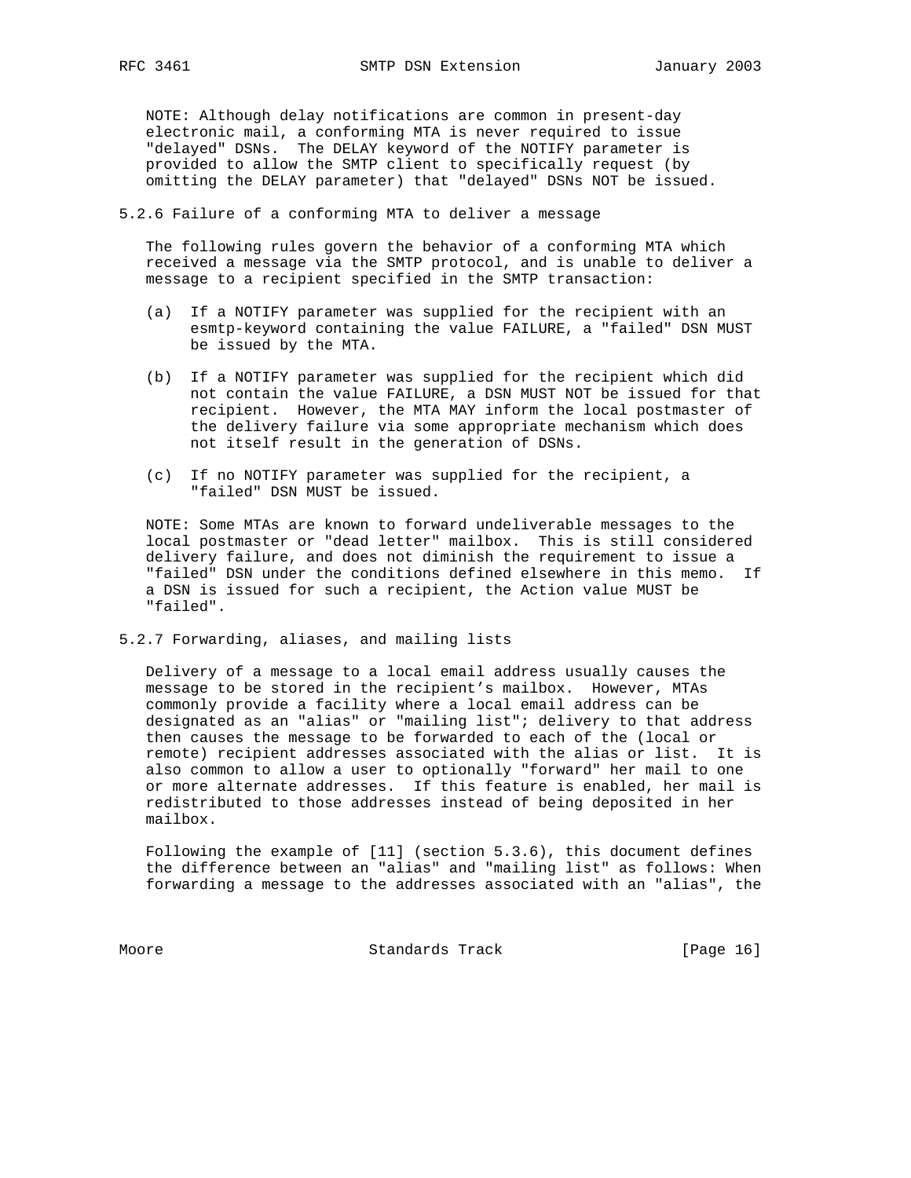NOTE: Although delay notifications are common in present-day electronic mail, a conforming MTA is never required to issue "delayed" DSNs. The DELAY keyword of the NOTIFY parameter is provided to allow the SMTP client to specifically request (by omitting the DELAY parameter) that "delayed" DSNs NOT be issued.

### 5.2.6 Failure of a conforming MTA to deliver a message

The following rules govern the behavior of a conforming MTA which received a message via the SMTP protocol, and is unable to deliver a message to a recipient specified in the SMTP transaction:

(a) If a NOTIFY parameter was supplied for the recipient with an esmtp-keyword containing the value FAILURE, a "failed" DSN MUST be issued by the MTA.

(b) If a NOTIFY parameter was supplied for the recipient which did not contain the value FAILURE, a DSN MUST NOT be issued for that recipient. However, the MTA MAY inform the local postmaster of the delivery failure via some appropriate mechanism which does not itself result in the generation of DSNs.

(c) If no NOTIFY parameter was supplied for the recipient, a "failed" DSN MUST be issued.

NOTE: Some MTAs are known to forward undeliverable messages to the local postmaster or "dead letter" mailbox. This is still considered delivery failure, and does not diminish the requirement to issue a "failed" DSN under the conditions defined elsewhere in this memo. If a DSN is issued for such a recipient, the Action value MUST be "failed".

### 5.2.7 Forwarding, aliases, and mailing lists

Delivery of a message to a local email address usually causes the message to be stored in the recipient's mailbox. However, MTAs commonly provide a facility where a local email address can be designated as an "alias" or "mailing list"; delivery to that address then causes the message to be forwarded to each of the (local or remote) recipient addresses associated with the alias or list. It is also common to allow a user to optionally "forward" her mail to one or more alternate addresses. If this feature is enabled, her mail is redistributed to those addresses instead of being deposited in her mailbox.

Following the example of [11] (section 5.3.6), this document defines the difference between an "alias" and "mailing list" as follows: When forwarding a message to the addresses associated with an "alias", the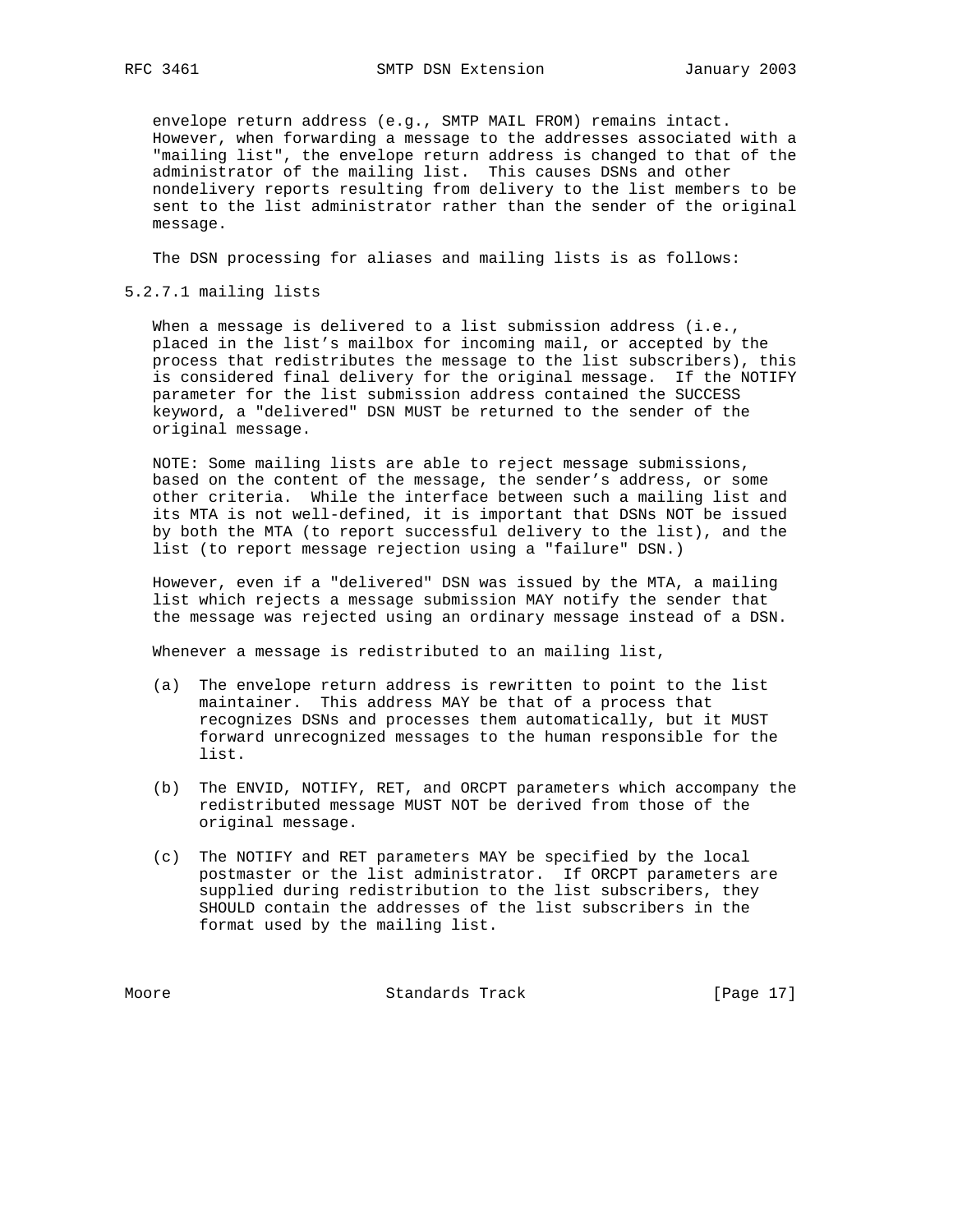envelope return address (e.g., SMTP MAIL FROM) remains intact. However, when forwarding a message to the addresses associated with a "mailing list", the envelope return address is changed to that of the administrator of the mailing list. This causes DSNs and other nondelivery reports resulting from delivery to the list members to be sent to the list administrator rather than the sender of the original message.

The DSN processing for aliases and mailing lists is as follows:

#### 5.2.7.1 mailing lists

When a message is delivered to a list submission address (i.e., placed in the list's mailbox for incoming mail, or accepted by the process that redistributes the message to the list subscribers), this is considered final delivery for the original message. If the NOTIFY parameter for the list submission address contained the SUCCESS keyword, a "delivered" DSN MUST be returned to the sender of the original message.

NOTE: Some mailing lists are able to reject message submissions, based on the content of the message, the sender's address, or some other criteria. While the interface between such a mailing list and its MTA is not well-defined, it is important that DSNs NOT be issued by both the MTA (to report successful delivery to the list), and the list (to report message rejection using a "failure" DSN.)

However, even if a "delivered" DSN was issued by the MTA, a mailing list which rejects a message submission MAY notify the sender that the message was rejected using an ordinary message instead of a DSN.

Whenever a message is redistributed to an mailing list,

(a) The envelope return address is rewritten to point to the list maintainer. This address MAY be that of a process that recognizes DSNs and processes them automatically, but it MUST forward unrecognized messages to the human responsible for the list.

(b) The ENVID, NOTIFY, RET, and ORCPT parameters which accompany the redistributed message MUST NOT be derived from those of the original message.

(c) The NOTIFY and RET parameters MAY be specified by the local postmaster or the list administrator. If ORCPT parameters are supplied during redistribution to the list subscribers, they SHOULD contain the addresses of the list subscribers in the format used by the mailing list.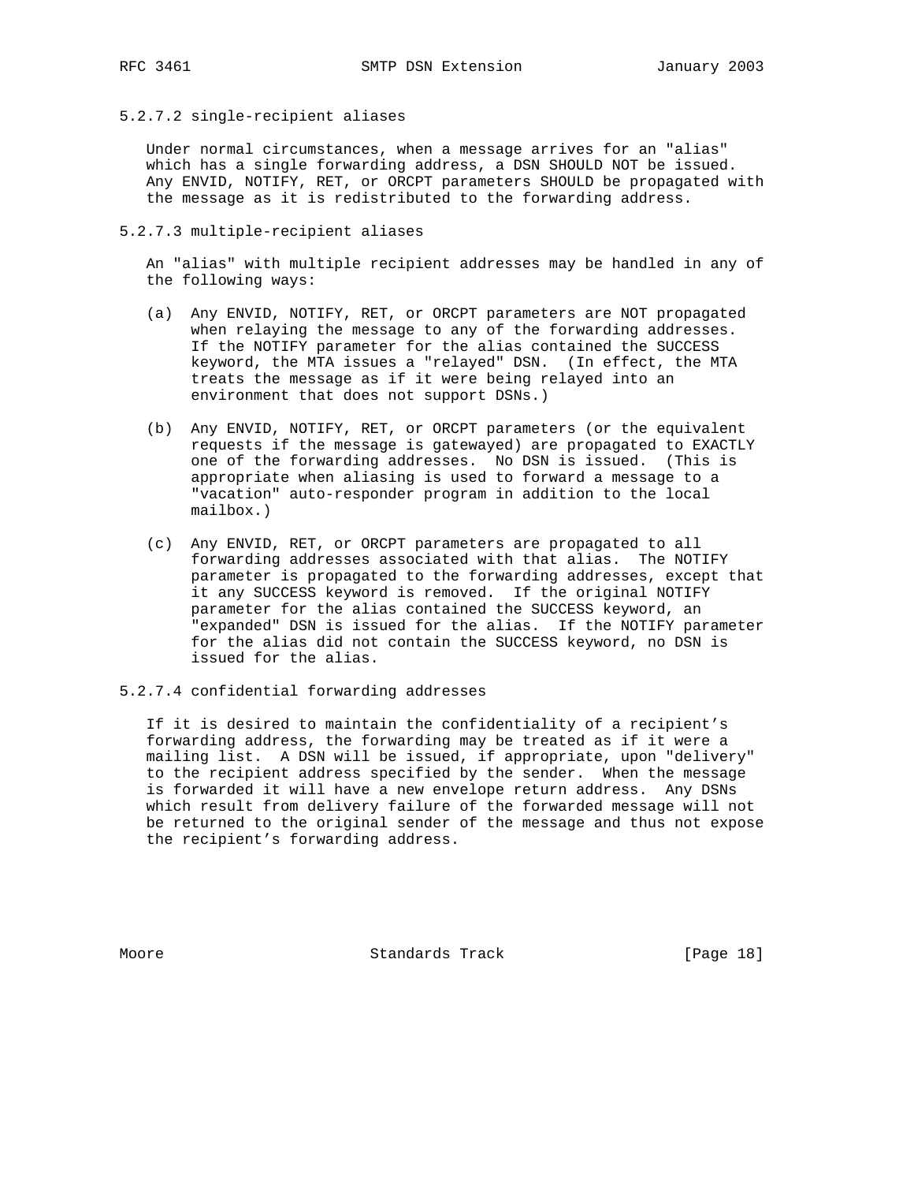#### 5.2.7.2 single-recipient aliases

Under normal circumstances, when a message arrives for an "alias" which has a single forwarding address, a DSN SHOULD NOT be issued. Any ENVID, NOTIFY, RET, or ORCPT parameters SHOULD be propagated with the message as it is redistributed to the forwarding address.

#### 5.2.7.3 multiple-recipient aliases

An "alias" with multiple recipient addresses may be handled in any of the following ways:

(a) Any ENVID, NOTIFY, RET, or ORCPT parameters are NOT propagated when relaying the message to any of the forwarding addresses. If the NOTIFY parameter for the alias contained the SUCCESS keyword, the MTA issues a "relayed" DSN. (In effect, the MTA treats the message as if it were being relayed into an environment that does not support DSNs.)

(b) Any ENVID, NOTIFY, RET, or ORCPT parameters (or the equivalent requests if the message is gatewayed) are propagated to EXACTLY one of the forwarding addresses. No DSN is issued. (This is appropriate when aliasing is used to forward a message to a "vacation" auto-responder program in addition to the local mailbox.)

(c) Any ENVID, RET, or ORCPT parameters are propagated to all forwarding addresses associated with that alias. The NOTIFY parameter is propagated to the forwarding addresses, except that it any SUCCESS keyword is removed. If the original NOTIFY parameter for the alias contained the SUCCESS keyword, an "expanded" DSN is issued for the alias. If the NOTIFY parameter for the alias did not contain the SUCCESS keyword, no DSN is issued for the alias.

#### 5.2.7.4 confidential forwarding addresses

If it is desired to maintain the confidentiality of a recipient's forwarding address, the forwarding may be treated as if it were a mailing list. A DSN will be issued, if appropriate, upon "delivery" to the recipient address specified by the sender. When the message is forwarded it will have a new envelope return address. Any DSNs which result from delivery failure of the forwarded message will not be returned to the original sender of the message and thus not expose the recipient's forwarding address.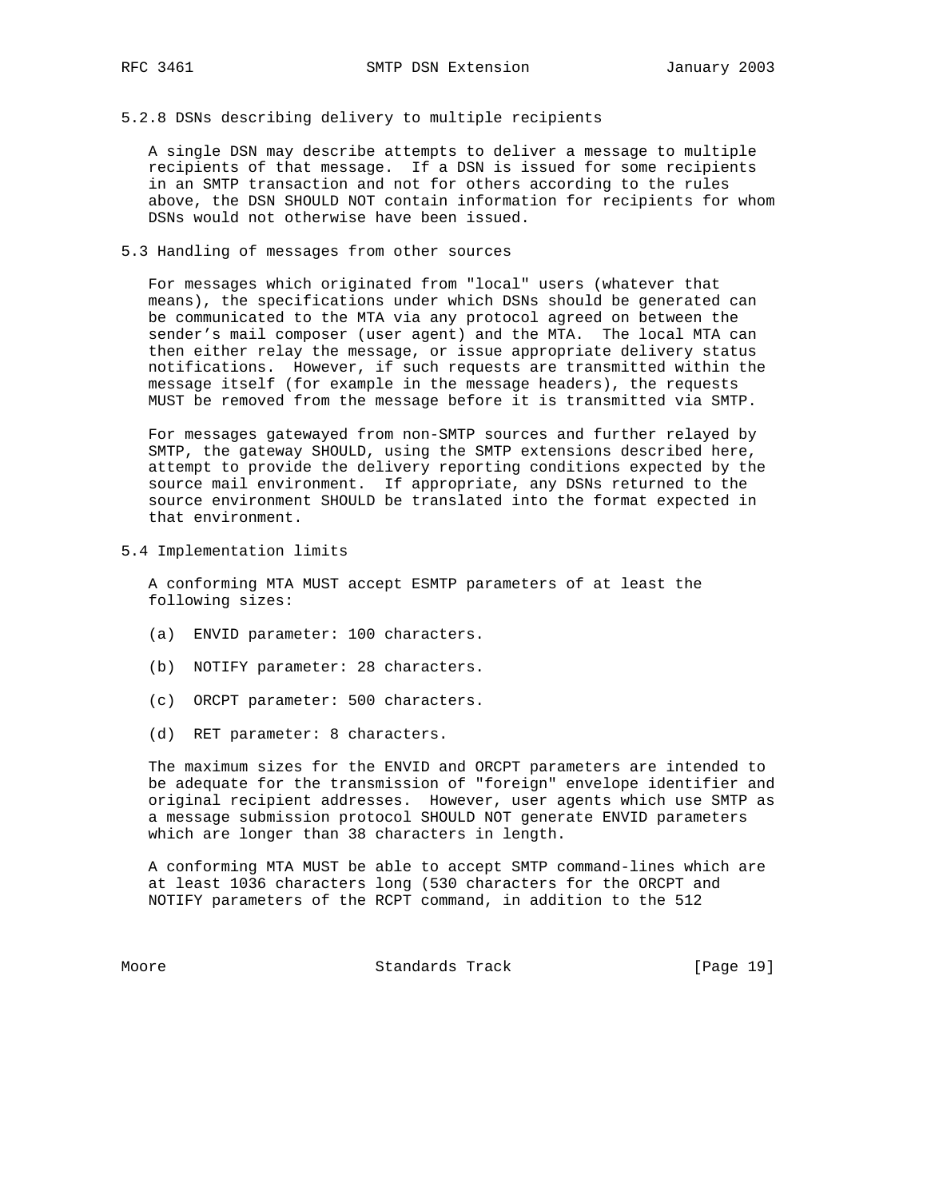### 5.2.8 DSNs describing delivery to multiple recipients

A single DSN may describe attempts to deliver a message to multiple recipients of that message. If a DSN is issued for some recipients in an SMTP transaction and not for others according to the rules above, the DSN SHOULD NOT contain information for recipients for whom DSNs would not otherwise have been issued.

## 5.3 Handling of messages from other sources

For messages which originated from "local" users (whatever that means), the specifications under which DSNs should be generated can be communicated to the MTA via any protocol agreed on between the sender's mail composer (user agent) and the MTA. The local MTA can then either relay the message, or issue appropriate delivery status notifications. However, if such requests are transmitted within the message itself (for example in the message headers), the requests MUST be removed from the message before it is transmitted via SMTP.

For messages gatewayed from non-SMTP sources and further relayed by SMTP, the gateway SHOULD, using the SMTP extensions described here, attempt to provide the delivery reporting conditions expected by the source mail environment. If appropriate, any DSNs returned to the source environment SHOULD be translated into the format expected in that environment.

## 5.4 Implementation limits

A conforming MTA MUST accept ESMTP parameters of at least the following sizes:

(a) ENVID parameter: 100 characters.

(b) NOTIFY parameter: 28 characters.

(c) ORCPT parameter: 500 characters.

(d) RET parameter: 8 characters.

The maximum sizes for the ENVID and ORCPT parameters are intended to be adequate for the transmission of "foreign" envelope identifier and original recipient addresses. However, user agents which use SMTP as a message submission protocol SHOULD NOT generate ENVID parameters which are longer than 38 characters in length.

A conforming MTA MUST be able to accept SMTP command-lines which are at least 1036 characters long (530 characters for the ORCPT and NOTIFY parameters of the RCPT command, in addition to the 512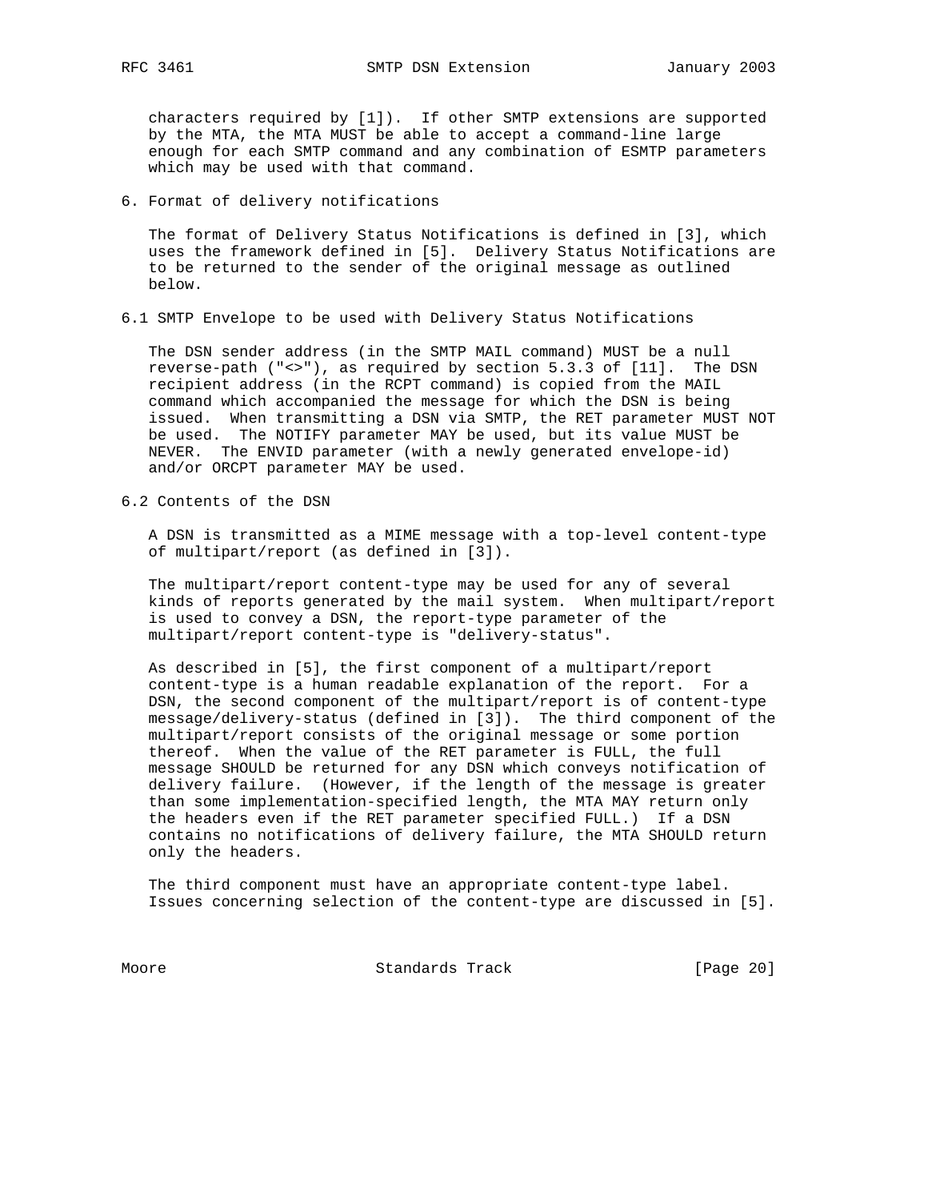characters required by [1]). If other SMTP extensions are supported by the MTA, the MTA MUST be able to accept a command-line large enough for each SMTP command and any combination of ESMTP parameters which may be used with that command.

## 6. Format of delivery notifications

The format of Delivery Status Notifications is defined in [3], which uses the framework defined in [5]. Delivery Status Notifications are to be returned to the sender of the original message as outlined below.

### 6.1 SMTP Envelope to be used with Delivery Status Notifications

The DSN sender address (in the SMTP MAIL command) MUST be a null reverse-path ("<>"), as required by section 5.3.3 of [11]. The DSN recipient address (in the RCPT command) is copied from the MAIL command which accompanied the message for which the DSN is being issued. When transmitting a DSN via SMTP, the RET parameter MUST NOT be used. The NOTIFY parameter MAY be used, but its value MUST be NEVER. The ENVID parameter (with a newly generated envelope-id) and/or ORCPT parameter MAY be used.

### 6.2 Contents of the DSN

A DSN is transmitted as a MIME message with a top-level content-type of multipart/report (as defined in [3]).

The multipart/report content-type may be used for any of several kinds of reports generated by the mail system. When multipart/report is used to convey a DSN, the report-type parameter of the multipart/report content-type is "delivery-status".

As described in [5], the first component of a multipart/report content-type is a human readable explanation of the report. For a DSN, the second component of the multipart/report is of content-type message/delivery-status (defined in [3]). The third component of the multipart/report consists of the original message or some portion thereof. When the value of the RET parameter is FULL, the full message SHOULD be returned for any DSN which conveys notification of delivery failure. (However, if the length of the message is greater than some implementation-specified length, the MTA MAY return only the headers even if the RET parameter specified FULL.) If a DSN contains no notifications of delivery failure, the MTA SHOULD return only the headers.

The third component must have an appropriate content-type label. Issues concerning selection of the content-type are discussed in [5].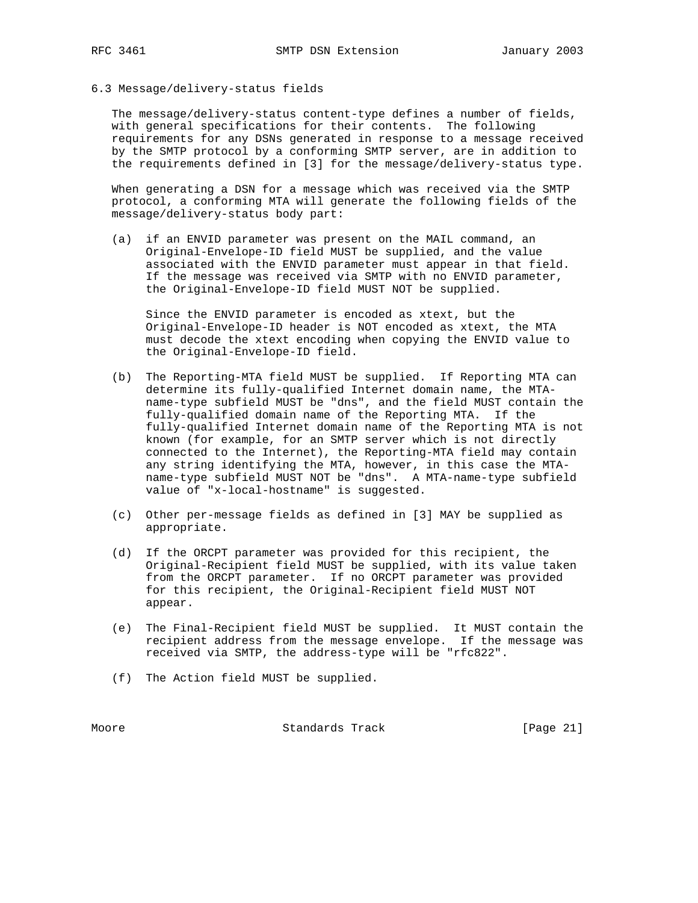### 6.3 Message/delivery-status fields

The message/delivery-status content-type defines a number of fields, with general specifications for their contents. The following requirements for any DSNs generated in response to a message received by the SMTP protocol by a conforming SMTP server, are in addition to the requirements defined in [3] for the message/delivery-status type.

When generating a DSN for a message which was received via the SMTP protocol, a conforming MTA will generate the following fields of the message/delivery-status body part:

(a) if an ENVID parameter was present on the MAIL command, an Original-Envelope-ID field MUST be supplied, and the value associated with the ENVID parameter must appear in that field. If the message was received via SMTP with no ENVID parameter, the Original-Envelope-ID field MUST NOT be supplied.

Since the ENVID parameter is encoded as xtext, but the Original-Envelope-ID header is NOT encoded as xtext, the MTA must decode the xtext encoding when copying the ENVID value to the Original-Envelope-ID field.

(b) The Reporting-MTA field MUST be supplied. If Reporting MTA can determine its fully-qualified Internet domain name, the MTA-name-type subfield MUST be "dns", and the field MUST contain the fully-qualified domain name of the Reporting MTA. If the fully-qualified Internet domain name of the Reporting MTA is not known (for example, for an SMTP server which is not directly connected to the Internet), the Reporting-MTA field may contain any string identifying the MTA, however, in this case the MTA-name-type subfield MUST NOT be "dns". A MTA-name-type subfield value of "x-local-hostname" is suggested.

(c) Other per-message fields as defined in [3] MAY be supplied as appropriate.

(d) If the ORCPT parameter was provided for this recipient, the Original-Recipient field MUST be supplied, with its value taken from the ORCPT parameter. If no ORCPT parameter was provided for this recipient, the Original-Recipient field MUST NOT appear.

(e) The Final-Recipient field MUST be supplied. It MUST contain the recipient address from the message envelope. If the message was received via SMTP, the address-type will be "rfc822".

(f) The Action field MUST be supplied.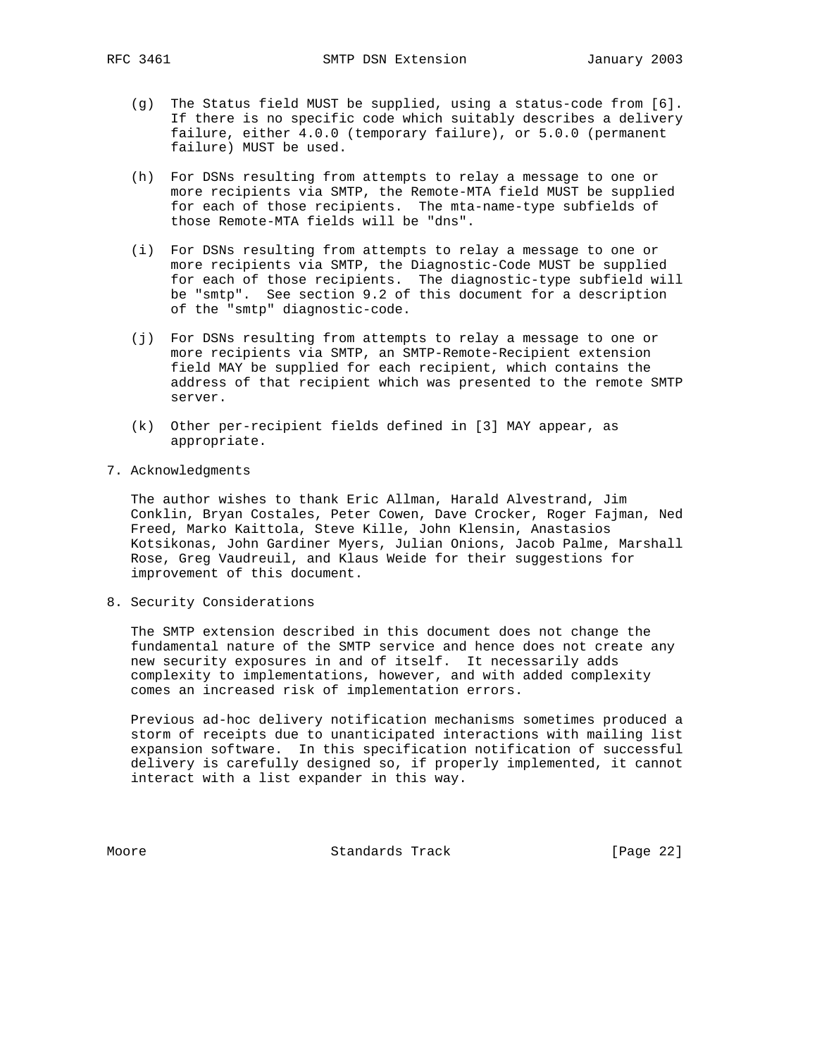(g) The Status field MUST be supplied, using a status-code from [6]. If there is no specific code which suitably describes a delivery failure, either 4.0.0 (temporary failure), or 5.0.0 (permanent failure) MUST be used.

(h) For DSNs resulting from attempts to relay a message to one or more recipients via SMTP, the Remote-MTA field MUST be supplied for each of those recipients. The mta-name-type subfields of those Remote-MTA fields will be "dns".

(i) For DSNs resulting from attempts to relay a message to one or more recipients via SMTP, the Diagnostic-Code MUST be supplied for each of those recipients. The diagnostic-type subfield will be "smtp". See section 9.2 of this document for a description of the "smtp" diagnostic-code.

(j) For DSNs resulting from attempts to relay a message to one or more recipients via SMTP, an SMTP-Remote-Recipient extension field MAY be supplied for each recipient, which contains the address of that recipient which was presented to the remote SMTP server.

(k) Other per-recipient fields defined in [3] MAY appear, as appropriate.

## 7. Acknowledgments

The author wishes to thank Eric Allman, Harald Alvestrand, Jim Conklin, Bryan Costales, Peter Cowen, Dave Crocker, Roger Fajman, Ned Freed, Marko Kaittola, Steve Kille, John Klensin, Anastasios Kotsikonas, John Gardiner Myers, Julian Onions, Jacob Palme, Marshall Rose, Greg Vaudreuil, and Klaus Weide for their suggestions for improvement of this document.

## 8. Security Considerations

The SMTP extension described in this document does not change the fundamental nature of the SMTP service and hence does not create any new security exposures in and of itself. It necessarily adds complexity to implementations, however, and with added complexity comes an increased risk of implementation errors.

Previous ad-hoc delivery notification mechanisms sometimes produced a storm of receipts due to unanticipated interactions with mailing list expansion software. In this specification notification of successful delivery is carefully designed so, if properly implemented, it cannot interact with a list expander in this way.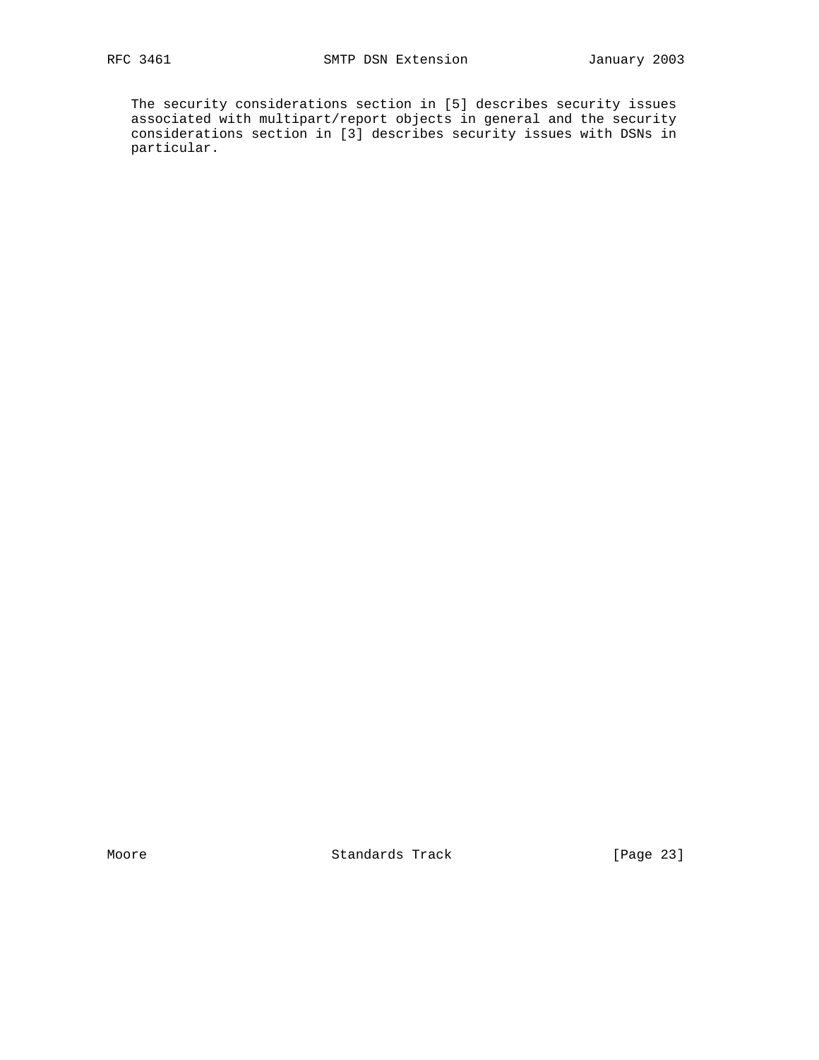The security considerations section in [5] describes security issues associated with multipart/report objects in general and the security considerations section in [3] describes security issues with DSNs in particular.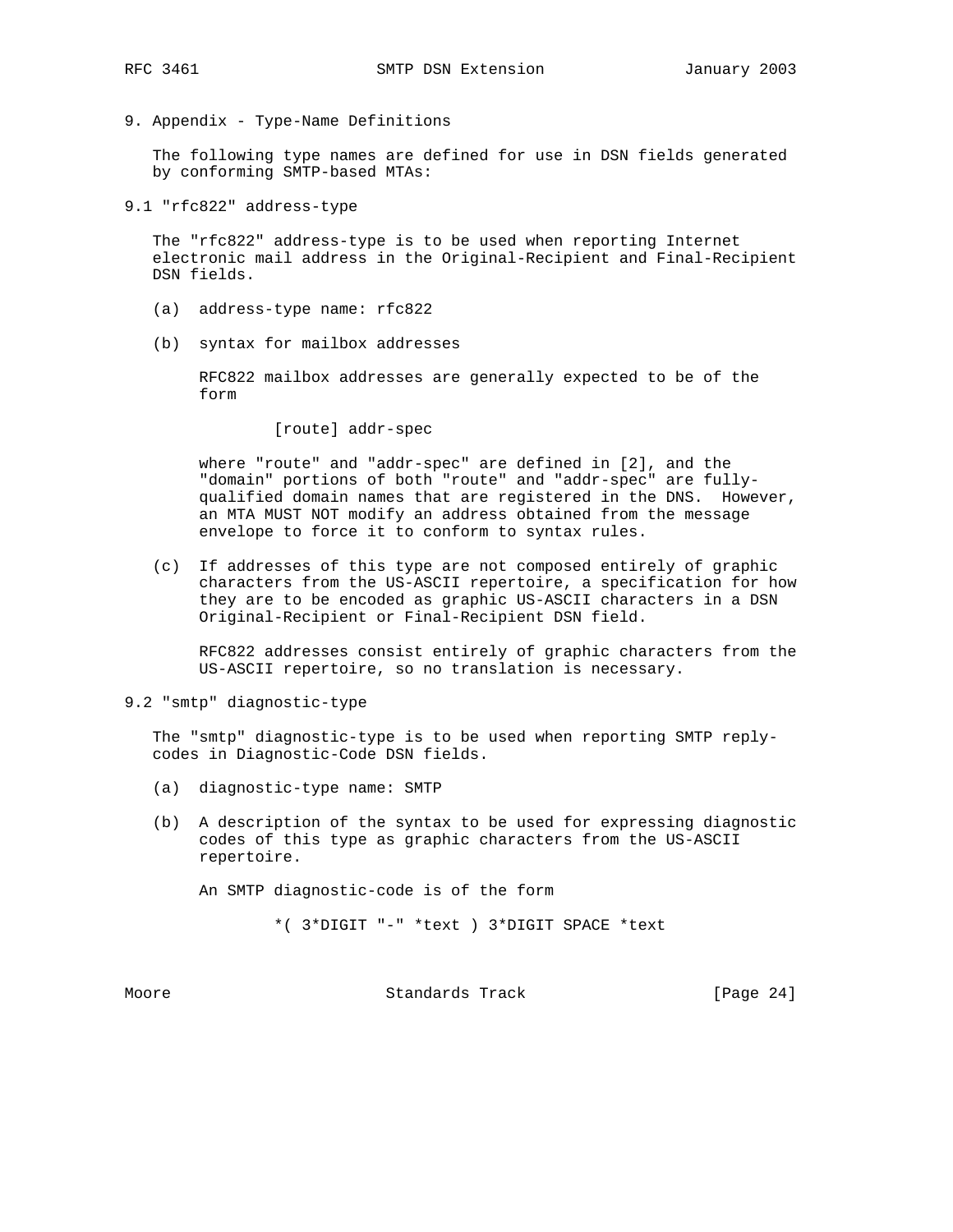## 9. Appendix - Type-Name Definitions

The following type names are defined for use in DSN fields generated by conforming SMTP-based MTAs:

### 9.1 "rfc822" address-type

The "rfc822" address-type is to be used when reporting Internet electronic mail address in the Original-Recipient and Final-Recipient DSN fields.

(a) address-type name: rfc822

(b) syntax for mailbox addresses

RFC822 mailbox addresses are generally expected to be of the form

```
[route] addr-spec
```

where "route" and "addr-spec" are defined in [2], and the "domain" portions of both "route" and "addr-spec" are fully-qualified domain names that are registered in the DNS. However, an MTA MUST NOT modify an address obtained from the message envelope to force it to conform to syntax rules.

(c) If addresses of this type are not composed entirely of graphic characters from the US-ASCII repertoire, a specification for how they are to be encoded as graphic US-ASCII characters in a DSN Original-Recipient or Final-Recipient DSN field.

RFC822 addresses consist entirely of graphic characters from the US-ASCII repertoire, so no translation is necessary.

### 9.2 "smtp" diagnostic-type

The "smtp" diagnostic-type is to be used when reporting SMTP reply-codes in Diagnostic-Code DSN fields.

(a) diagnostic-type name: SMTP

(b) A description of the syntax to be used for expressing diagnostic codes of this type as graphic characters from the US-ASCII repertoire.

An SMTP diagnostic-code is of the form

```
*( 3*DIGIT "-" *text ) 3*DIGIT SPACE *text
```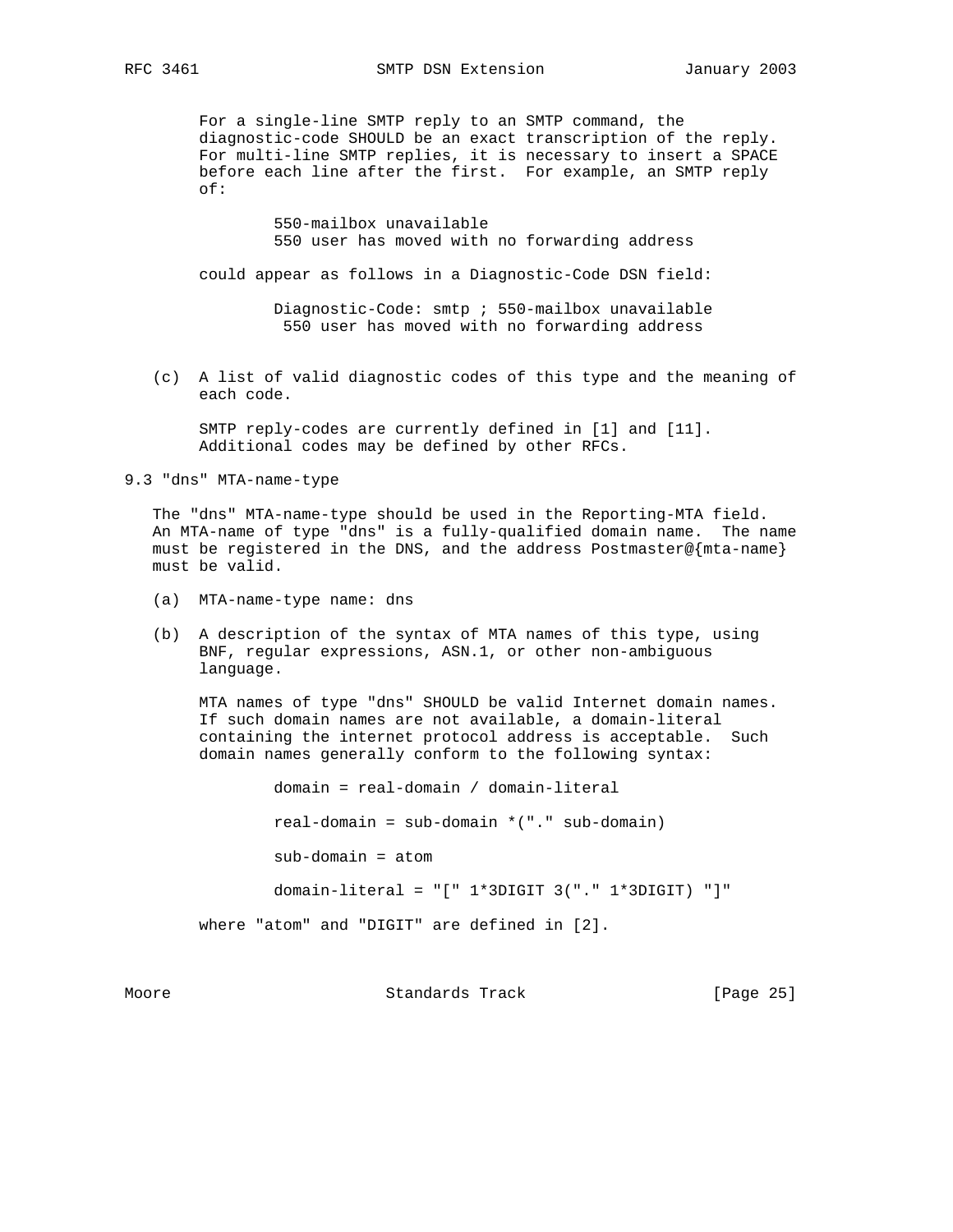For a single-line SMTP reply to an SMTP command, the diagnostic-code SHOULD be an exact transcription of the reply. For multi-line SMTP replies, it is necessary to insert a SPACE before each line after the first. For example, an SMTP reply of:

```
550-mailbox unavailable
550 user has moved with no forwarding address
```

could appear as follows in a Diagnostic-Code DSN field:

```
Diagnostic-Code: smtp ; 550-mailbox unavailable
 550 user has moved with no forwarding address
```

(c) A list of valid diagnostic codes of this type and the meaning of each code.

SMTP reply-codes are currently defined in [1] and [11]. Additional codes may be defined by other RFCs.

## 9.3 "dns" MTA-name-type

The "dns" MTA-name-type should be used in the Reporting-MTA field. An MTA-name of type "dns" is a fully-qualified domain name. The name must be registered in the DNS, and the address Postmaster@{mta-name} must be valid.

(a) MTA-name-type name: dns

(b) A description of the syntax of MTA names of this type, using BNF, regular expressions, ASN.1, or other non-ambiguous language.

MTA names of type "dns" SHOULD be valid Internet domain names. If such domain names are not available, a domain-literal containing the internet protocol address is acceptable. Such domain names generally conform to the following syntax:

```
domain = real-domain / domain-literal

real-domain = sub-domain *("." sub-domain)

sub-domain = atom

domain-literal = "[" 1*3DIGIT 3("." 1*3DIGIT) "]"
```

where "atom" and "DIGIT" are defined in [2].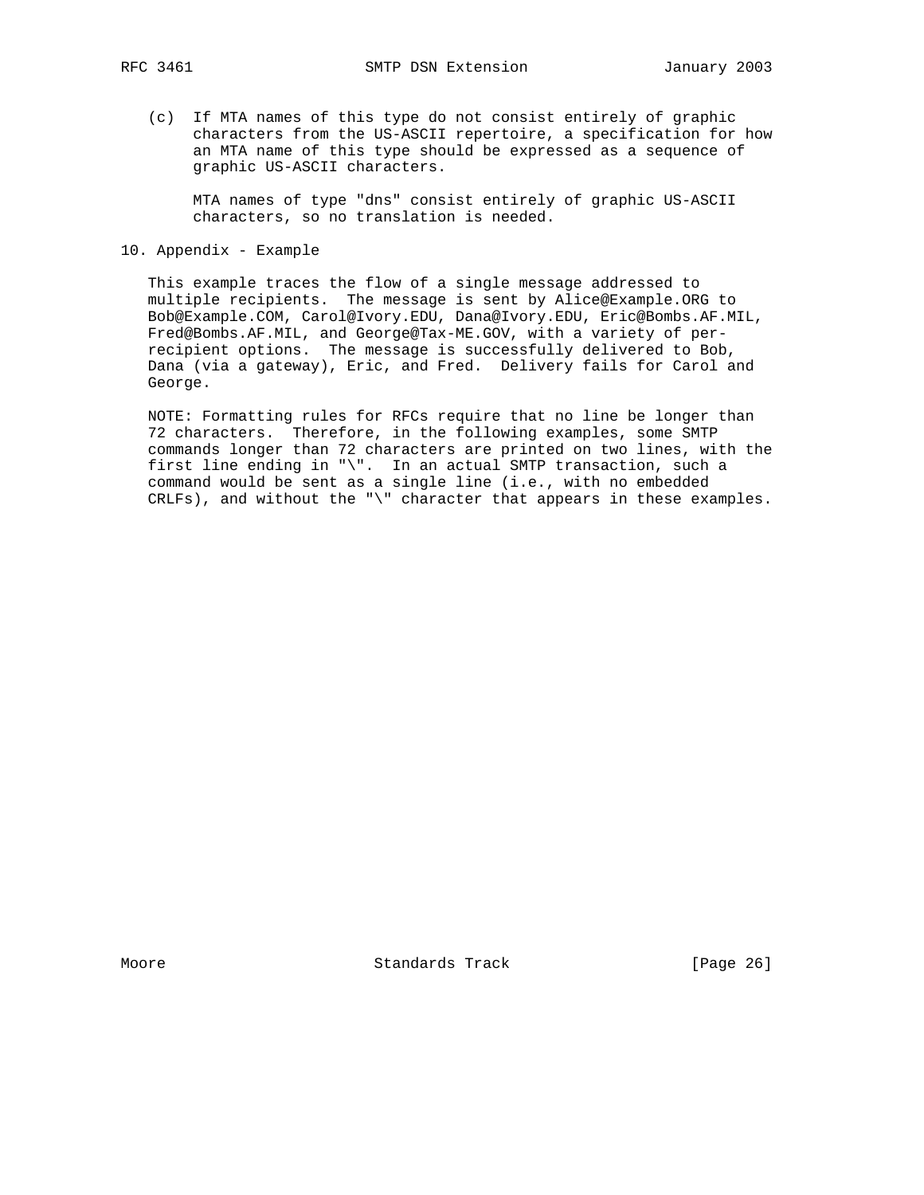(c) If MTA names of this type do not consist entirely of graphic characters from the US-ASCII repertoire, a specification for how an MTA name of this type should be expressed as a sequence of graphic US-ASCII characters.

MTA names of type "dns" consist entirely of graphic US-ASCII characters, so no translation is needed.

## 10. Appendix - Example

This example traces the flow of a single message addressed to multiple recipients. The message is sent by Alice@Example.ORG to Bob@Example.COM, Carol@Ivory.EDU, Dana@Ivory.EDU, Eric@Bombs.AF.MIL, Fred@Bombs.AF.MIL, and George@Tax-ME.GOV, with a variety of per-recipient options. The message is successfully delivered to Bob, Dana (via a gateway), Eric, and Fred. Delivery fails for Carol and George.

NOTE: Formatting rules for RFCs require that no line be longer than 72 characters. Therefore, in the following examples, some SMTP commands longer than 72 characters are printed on two lines, with the first line ending in "\". In an actual SMTP transaction, such a command would be sent as a single line (i.e., with no embedded CRLFs), and without the "\" character that appears in these examples.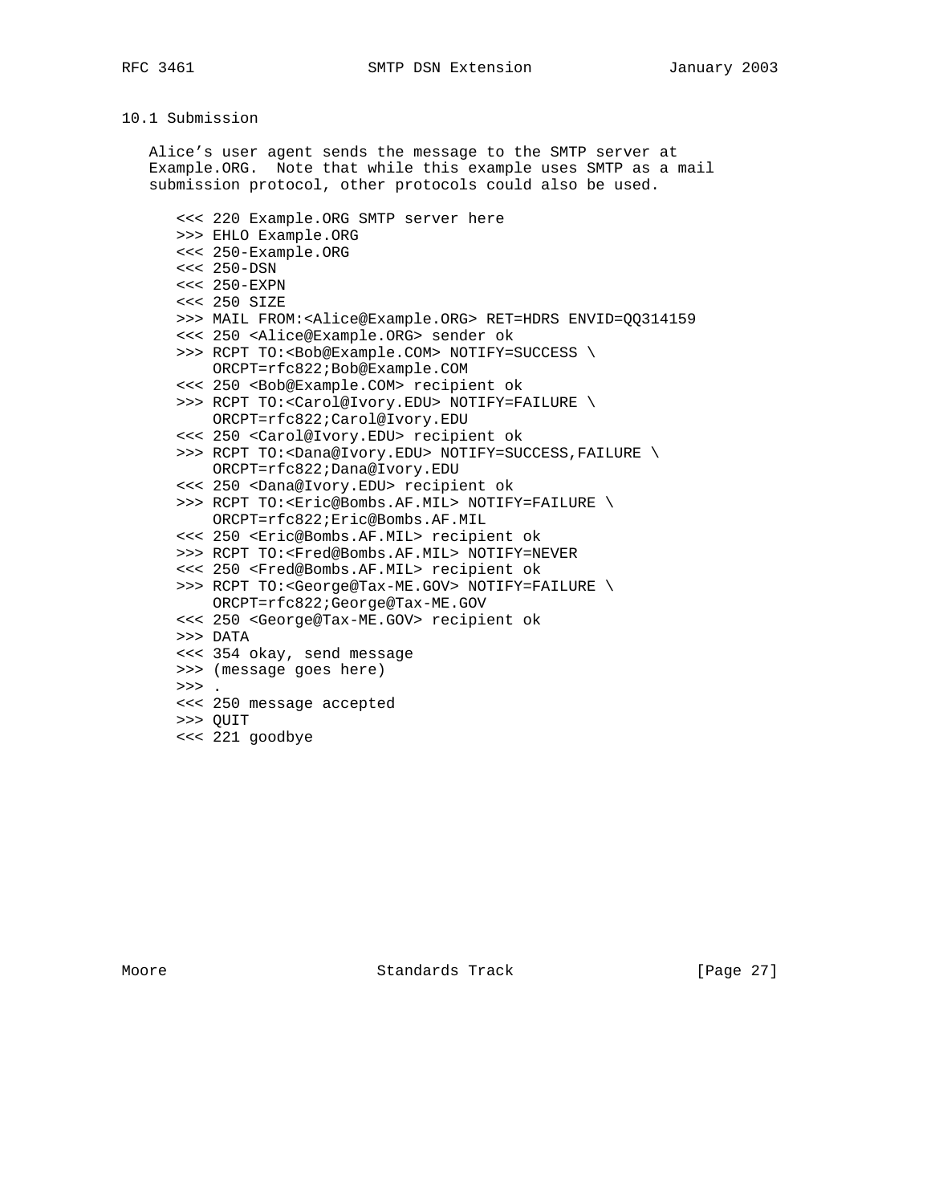## 10.1 Submission

Alice's user agent sends the message to the SMTP server at Example.ORG. Note that while this example uses SMTP as a mail submission protocol, other protocols could also be used.

```
<<< 220 Example.ORG SMTP server here
>>> EHLO Example.ORG
<<< 250-Example.ORG
<<< 250-DSN
<<< 250-EXPN
<<< 250 SIZE
>>> MAIL FROM:<Alice@Example.ORG> RET=HDRS ENVID=QQ314159
<<< 250 <Alice@Example.ORG> sender ok
>>> RCPT TO:<Bob@Example.COM> NOTIFY=SUCCESS \
    ORCPT=rfc822;Bob@Example.COM
<<< 250 <Bob@Example.COM> recipient ok
>>> RCPT TO:<Carol@Ivory.EDU> NOTIFY=FAILURE \
    ORCPT=rfc822;Carol@Ivory.EDU
<<< 250 <Carol@Ivory.EDU> recipient ok
>>> RCPT TO:<Dana@Ivory.EDU> NOTIFY=SUCCESS,FAILURE \
    ORCPT=rfc822;Dana@Ivory.EDU
<<< 250 <Dana@Ivory.EDU> recipient ok
>>> RCPT TO:<Eric@Bombs.AF.MIL> NOTIFY=FAILURE \
    ORCPT=rfc822;Eric@Bombs.AF.MIL
<<< 250 <Eric@Bombs.AF.MIL> recipient ok
>>> RCPT TO:<Fred@Bombs.AF.MIL> NOTIFY=NEVER
<<< 250 <Fred@Bombs.AF.MIL> recipient ok
>>> RCPT TO:<George@Tax-ME.GOV> NOTIFY=FAILURE \
    ORCPT=rfc822;George@Tax-ME.GOV
<<< 250 <George@Tax-ME.GOV> recipient ok
>>> DATA
<<< 354 okay, send message
>>> (message goes here)
>>> .
<<< 250 message accepted
>>> QUIT
<<< 221 goodbye
```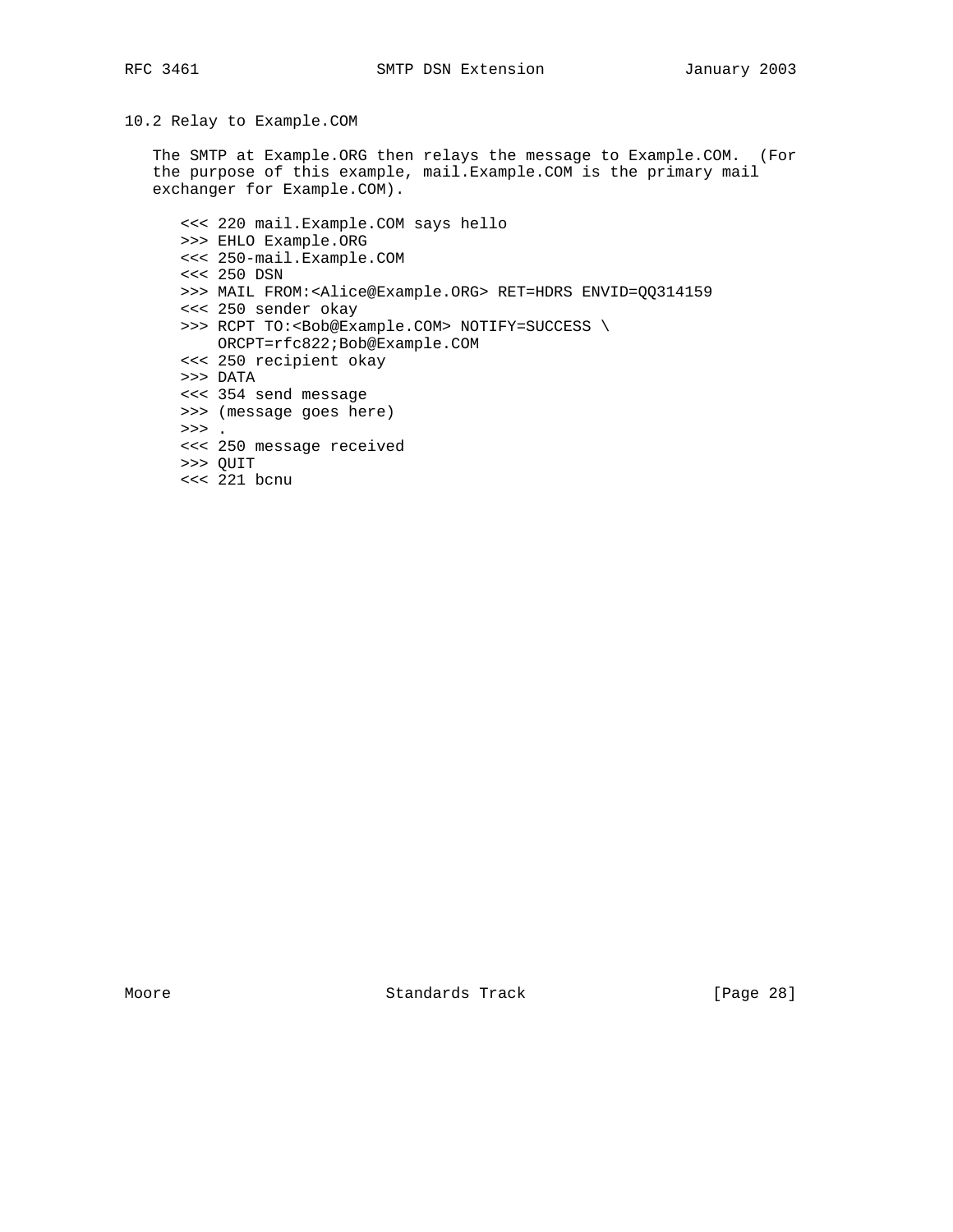### 10.2 Relay to Example.COM

The SMTP at Example.ORG then relays the message to Example.COM. (For the purpose of this example, mail.Example.COM is the primary mail exchanger for Example.COM).

```
<<< 220 mail.Example.COM says hello
>>> EHLO Example.ORG
<<< 250-mail.Example.COM
<<< 250 DSN
>>> MAIL FROM:<Alice@Example.ORG> RET=HDRS ENVID=QQ314159
<<< 250 sender okay
>>> RCPT TO:<Bob@Example.COM> NOTIFY=SUCCESS \
    ORCPT=rfc822;Bob@Example.COM
<<< 250 recipient okay
>>> DATA
<<< 354 send message
>>> (message goes here)
>>> .
<<< 250 message received
>>> QUIT
<<< 221 bcnu
```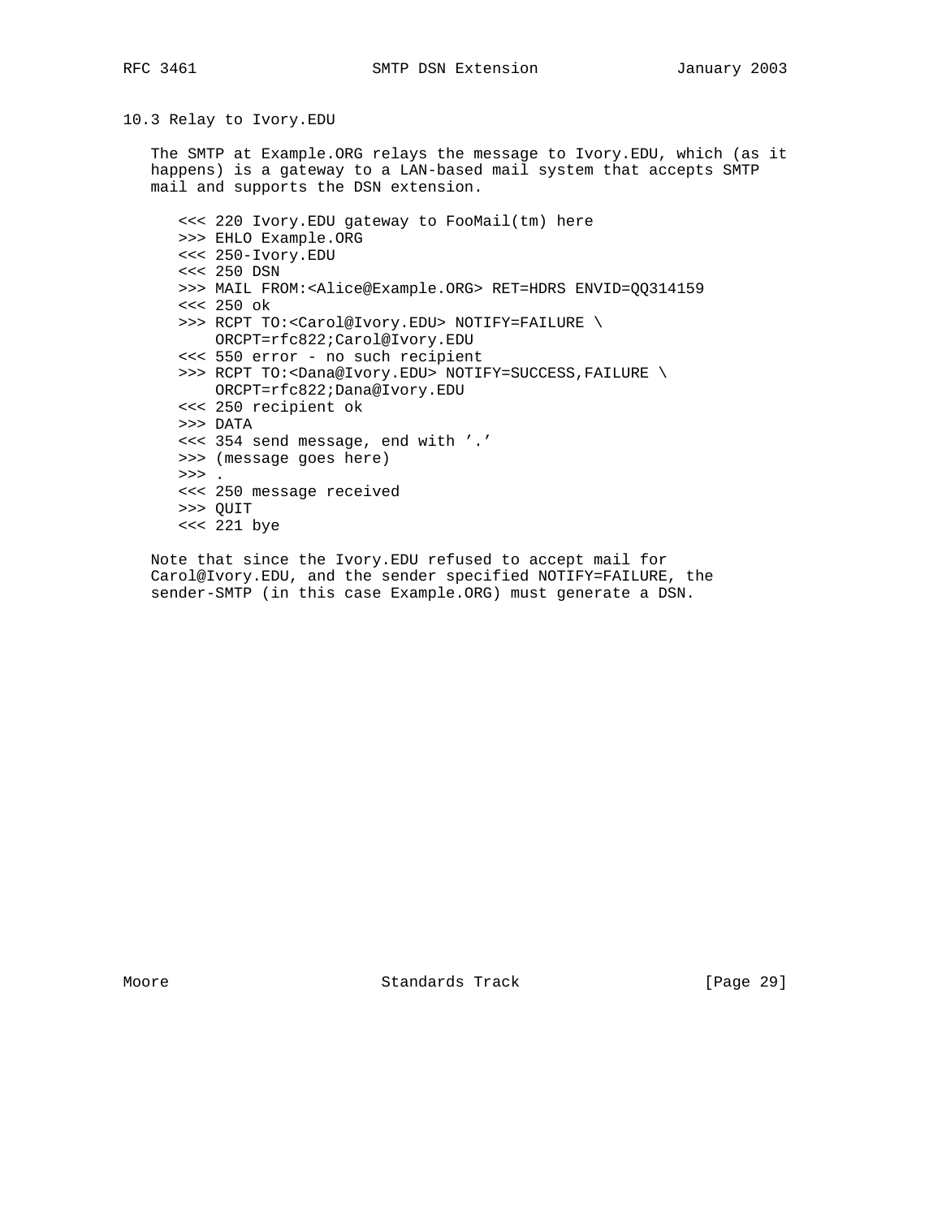### 10.3 Relay to Ivory.EDU

The SMTP at Example.ORG relays the message to Ivory.EDU, which (as it happens) is a gateway to a LAN-based mail system that accepts SMTP mail and supports the DSN extension.

```
<<< 220 Ivory.EDU gateway to FooMail(tm) here
>>> EHLO Example.ORG
<<< 250-Ivory.EDU
<<< 250 DSN
>>> MAIL FROM:<Alice@Example.ORG> RET=HDRS ENVID=QQ314159
<<< 250 ok
>>> RCPT TO:<Carol@Ivory.EDU> NOTIFY=FAILURE \
    ORCPT=rfc822;Carol@Ivory.EDU
<<< 550 error - no such recipient
>>> RCPT TO:<Dana@Ivory.EDU> NOTIFY=SUCCESS,FAILURE \
    ORCPT=rfc822;Dana@Ivory.EDU
<<< 250 recipient ok
>>> DATA
<<< 354 send message, end with '.'
>>> (message goes here)
>>> .
<<< 250 message received
>>> QUIT
<<< 221 bye
```

Note that since the Ivory.EDU refused to accept mail for Carol@Ivory.EDU, and the sender specified NOTIFY=FAILURE, the sender-SMTP (in this case Example.ORG) must generate a DSN.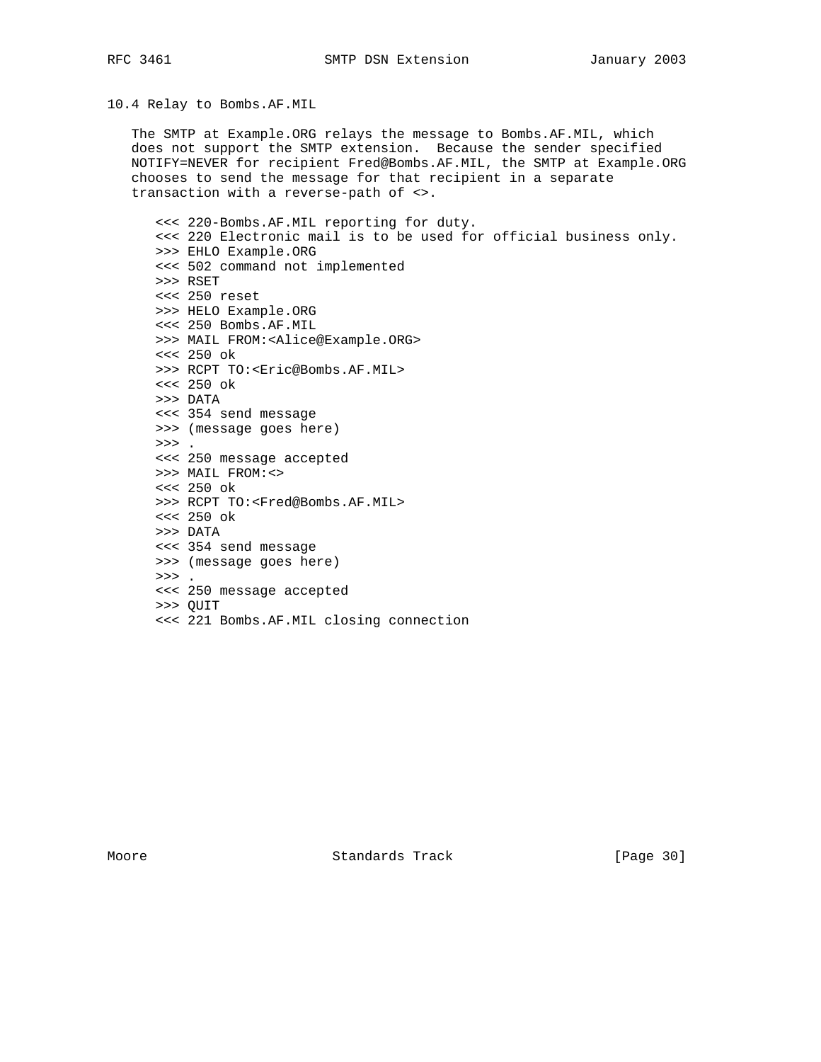### 10.4 Relay to Bombs.AF.MIL

The SMTP at Example.ORG relays the message to Bombs.AF.MIL, which does not support the SMTP extension. Because the sender specified NOTIFY=NEVER for recipient Fred@Bombs.AF.MIL, the SMTP at Example.ORG chooses to send the message for that recipient in a separate transaction with a reverse-path of <>.

```
<<< 220-Bombs.AF.MIL reporting for duty.
<<< 220 Electronic mail is to be used for official business only.
>>> EHLO Example.ORG
<<< 502 command not implemented
>>> RSET
<<< 250 reset
>>> HELO Example.ORG
<<< 250 Bombs.AF.MIL
>>> MAIL FROM:<Alice@Example.ORG>
<<< 250 ok
>>> RCPT TO:<Eric@Bombs.AF.MIL>
<<< 250 ok
>>> DATA
<<< 354 send message
>>> (message goes here)
>>> .
<<< 250 message accepted
>>> MAIL FROM:<>
<<< 250 ok
>>> RCPT TO:<Fred@Bombs.AF.MIL>
<<< 250 ok
>>> DATA
<<< 354 send message
>>> (message goes here)
>>> .
<<< 250 message accepted
>>> QUIT
<<< 221 Bombs.AF.MIL closing connection
```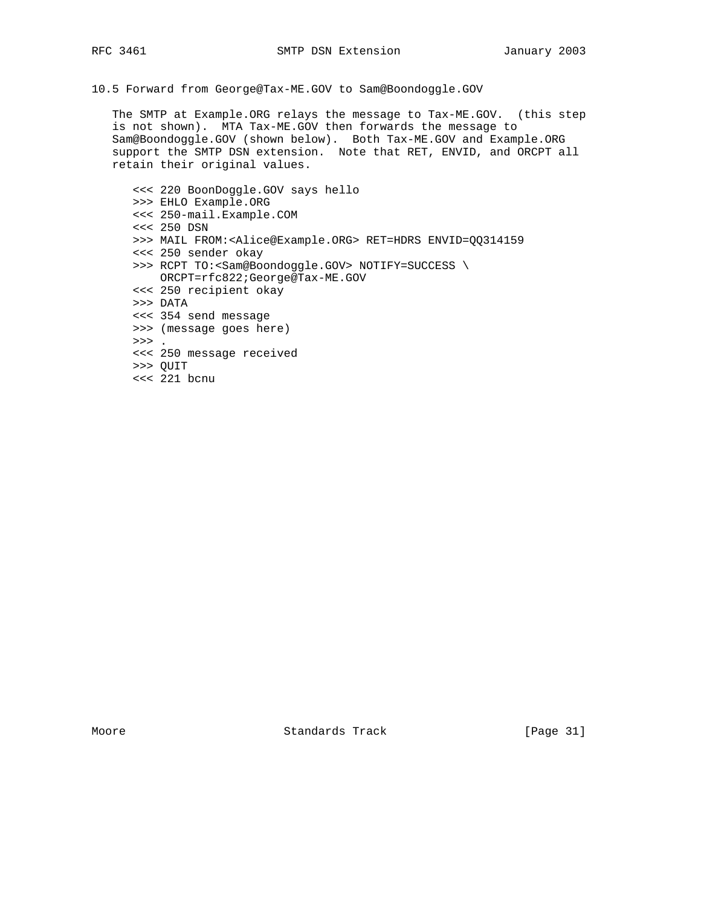### 10.5 Forward from George@Tax-ME.GOV to Sam@Boondoggle.GOV

The SMTP at Example.ORG relays the message to Tax-ME.GOV. (this step is not shown). MTA Tax-ME.GOV then forwards the message to Sam@Boondoggle.GOV (shown below). Both Tax-ME.GOV and Example.ORG support the SMTP DSN extension. Note that RET, ENVID, and ORCPT all retain their original values.

```
<<< 220 BoonDoggle.GOV says hello
>>> EHLO Example.ORG
<<< 250-mail.Example.COM
<<< 250 DSN
>>> MAIL FROM:<Alice@Example.ORG> RET=HDRS ENVID=QQ314159
<<< 250 sender okay
>>> RCPT TO:<Sam@Boondoggle.GOV> NOTIFY=SUCCESS \
    ORCPT=rfc822;George@Tax-ME.GOV
<<< 250 recipient okay
>>> DATA
<<< 354 send message
>>> (message goes here)
>>> .
<<< 250 message received
>>> QUIT
<<< 221 bcnu
```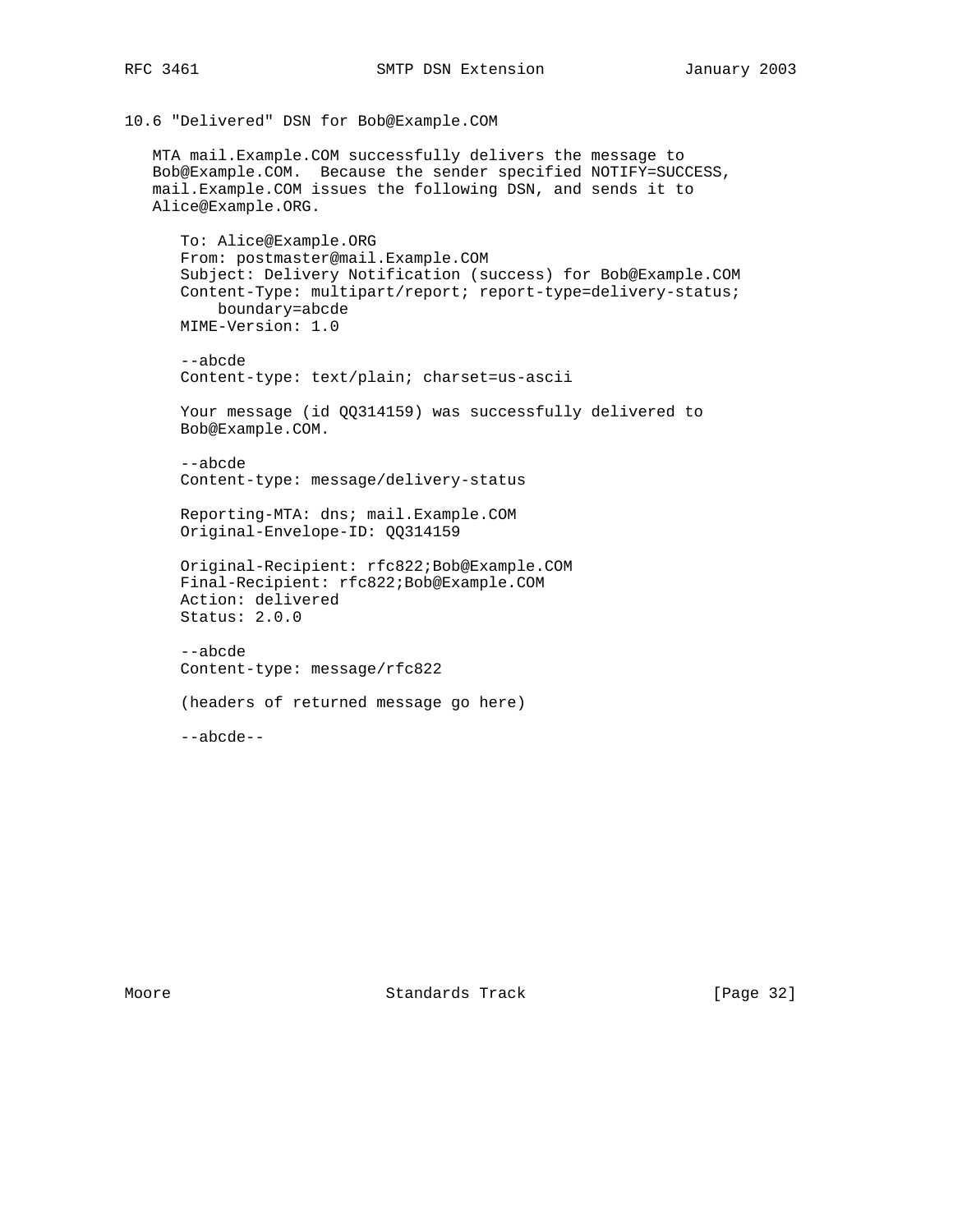### 10.6 "Delivered" DSN for Bob@Example.COM

MTA mail.Example.COM successfully delivers the message to Bob@Example.COM. Because the sender specified NOTIFY=SUCCESS, mail.Example.COM issues the following DSN, and sends it to Alice@Example.ORG.

```
To: Alice@Example.ORG
From: postmaster@mail.Example.COM
Subject: Delivery Notification (success) for Bob@Example.COM
Content-Type: multipart/report; report-type=delivery-status;
    boundary=abcde
MIME-Version: 1.0

--abcde
Content-type: text/plain; charset=us-ascii

Your message (id QQ314159) was successfully delivered to
Bob@Example.COM.

--abcde
Content-type: message/delivery-status

Reporting-MTA: dns; mail.Example.COM
Original-Envelope-ID: QQ314159

Original-Recipient: rfc822;Bob@Example.COM
Final-Recipient: rfc822;Bob@Example.COM
Action: delivered
Status: 2.0.0

--abcde
Content-type: message/rfc822

(headers of returned message go here)

--abcde--
```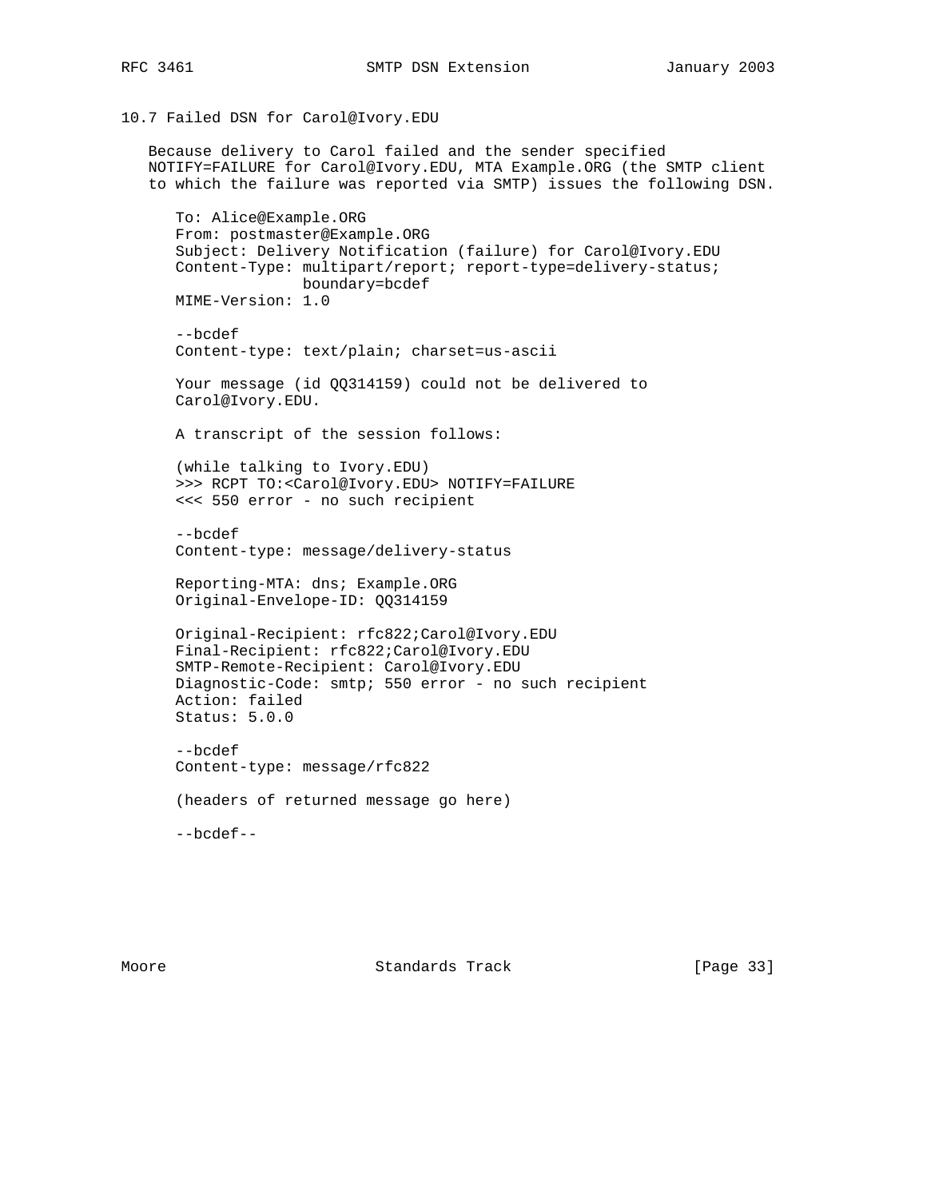## 10.7 Failed DSN for Carol@Ivory.EDU

Because delivery to Carol failed and the sender specified NOTIFY=FAILURE for Carol@Ivory.EDU, MTA Example.ORG (the SMTP client to which the failure was reported via SMTP) issues the following DSN.

```
To: Alice@Example.ORG
From: postmaster@Example.ORG
Subject: Delivery Notification (failure) for Carol@Ivory.EDU
Content-Type: multipart/report; report-type=delivery-status;
              boundary=bcdef
MIME-Version: 1.0

--bcdef
Content-type: text/plain; charset=us-ascii

Your message (id QQ314159) could not be delivered to
Carol@Ivory.EDU.

A transcript of the session follows:

(while talking to Ivory.EDU)
>>> RCPT TO:<Carol@Ivory.EDU> NOTIFY=FAILURE
<<< 550 error - no such recipient

--bcdef
Content-type: message/delivery-status

Reporting-MTA: dns; Example.ORG
Original-Envelope-ID: QQ314159

Original-Recipient: rfc822;Carol@Ivory.EDU
Final-Recipient: rfc822;Carol@Ivory.EDU
SMTP-Remote-Recipient: Carol@Ivory.EDU
Diagnostic-Code: smtp; 550 error - no such recipient
Action: failed
Status: 5.0.0

--bcdef
Content-type: message/rfc822

(headers of returned message go here)

--bcdef--
```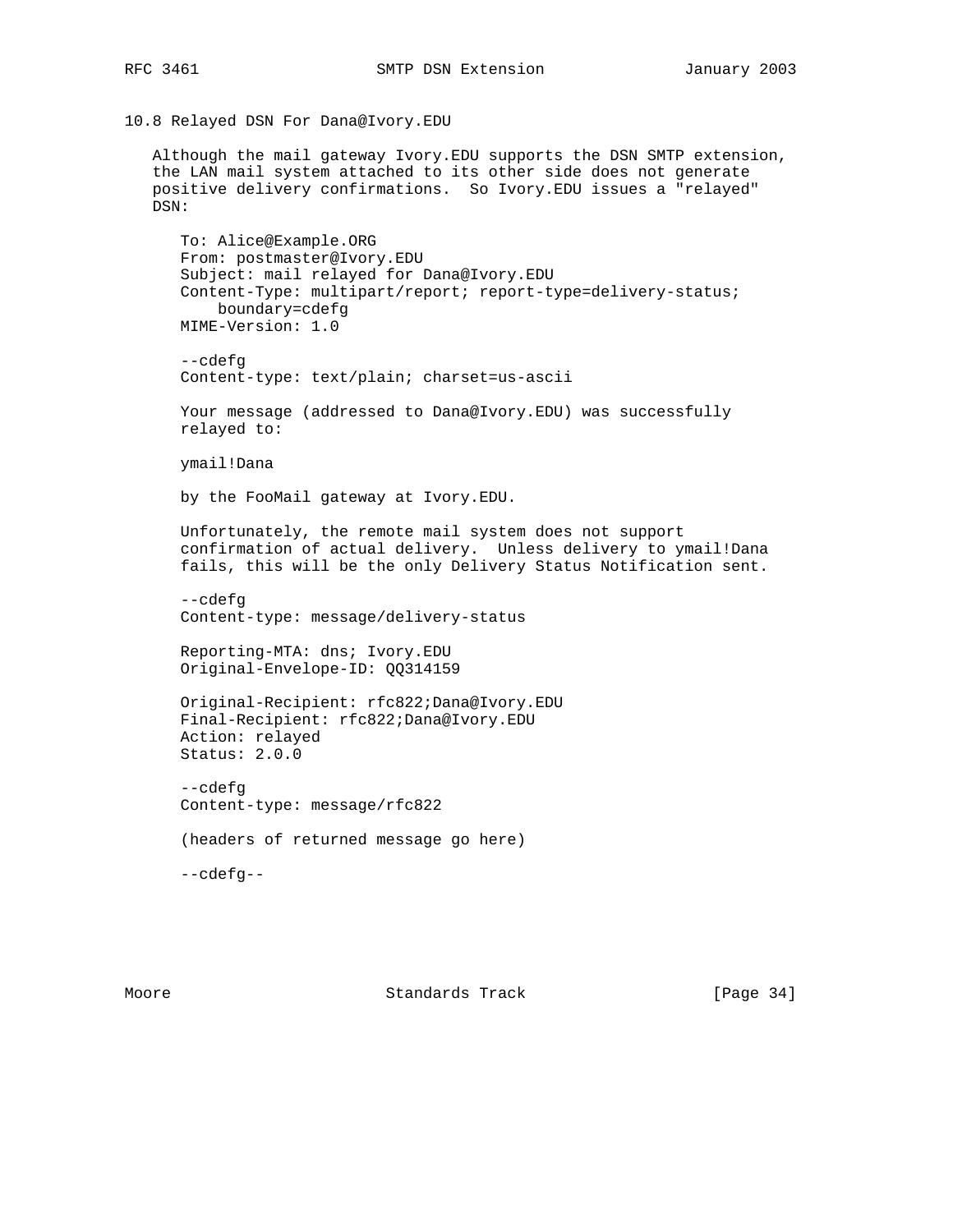### 10.8 Relayed DSN For Dana@Ivory.EDU

Although the mail gateway Ivory.EDU supports the DSN SMTP extension, the LAN mail system attached to its other side does not generate positive delivery confirmations. So Ivory.EDU issues a "relayed" DSN:

```
To: Alice@Example.ORG
From: postmaster@Ivory.EDU
Subject: mail relayed for Dana@Ivory.EDU
Content-Type: multipart/report; report-type=delivery-status;
    boundary=cdefg
MIME-Version: 1.0

--cdefg
Content-type: text/plain; charset=us-ascii

Your message (addressed to Dana@Ivory.EDU) was successfully
relayed to:

ymail!Dana

by the FooMail gateway at Ivory.EDU.

Unfortunately, the remote mail system does not support
confirmation of actual delivery.  Unless delivery to ymail!Dana
fails, this will be the only Delivery Status Notification sent.

--cdefg
Content-type: message/delivery-status

Reporting-MTA: dns; Ivory.EDU
Original-Envelope-ID: QQ314159

Original-Recipient: rfc822;Dana@Ivory.EDU
Final-Recipient: rfc822;Dana@Ivory.EDU
Action: relayed
Status: 2.0.0

--cdefg
Content-type: message/rfc822

(headers of returned message go here)

--cdefg--
```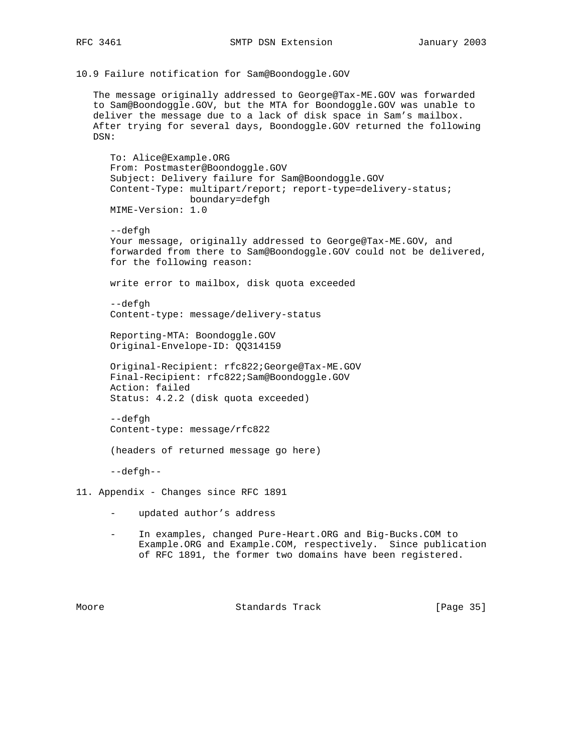## 10.9 Failure notification for Sam@Boondoggle.GOV

The message originally addressed to George@Tax-ME.GOV was forwarded to Sam@Boondoggle.GOV, but the MTA for Boondoggle.GOV was unable to deliver the message due to a lack of disk space in Sam's mailbox. After trying for several days, Boondoggle.GOV returned the following DSN:

```
To: Alice@Example.ORG
From: Postmaster@Boondoggle.GOV
Subject: Delivery failure for Sam@Boondoggle.GOV
Content-Type: multipart/report; report-type=delivery-status;
              boundary=defgh
MIME-Version: 1.0

--defgh
Your message, originally addressed to George@Tax-ME.GOV, and
forwarded from there to Sam@Boondoggle.GOV could not be delivered,
for the following reason:

write error to mailbox, disk quota exceeded

--defgh
Content-type: message/delivery-status

Reporting-MTA: Boondoggle.GOV
Original-Envelope-ID: QQ314159

Original-Recipient: rfc822;George@Tax-ME.GOV
Final-Recipient: rfc822;Sam@Boondoggle.GOV
Action: failed
Status: 4.2.2 (disk quota exceeded)

--defgh
Content-type: message/rfc822

(headers of returned message go here)

--defgh--
```

## 11. Appendix - Changes since RFC 1891

- updated author's address
- In examples, changed Pure-Heart.ORG and Big-Bucks.COM to Example.ORG and Example.COM, respectively. Since publication of RFC 1891, the former two domains have been registered.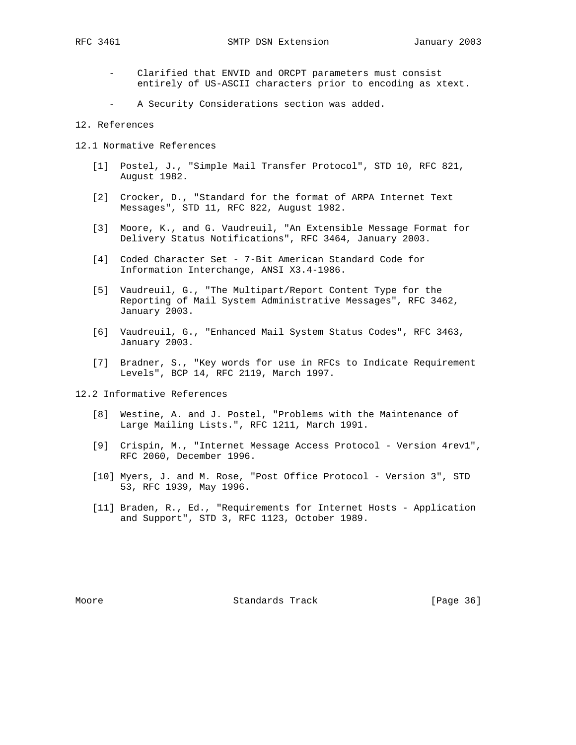- Clarified that ENVID and ORCPT parameters must consist entirely of US-ASCII characters prior to encoding as xtext.

- A Security Considerations section was added.

## 12. References

### 12.1 Normative References

[1] Postel, J., "Simple Mail Transfer Protocol", STD 10, RFC 821, August 1982.

[2] Crocker, D., "Standard for the format of ARPA Internet Text Messages", STD 11, RFC 822, August 1982.

[3] Moore, K., and G. Vaudreuil, "An Extensible Message Format for Delivery Status Notifications", RFC 3464, January 2003.

[4] Coded Character Set - 7-Bit American Standard Code for Information Interchange, ANSI X3.4-1986.

[5] Vaudreuil, G., "The Multipart/Report Content Type for the Reporting of Mail System Administrative Messages", RFC 3462, January 2003.

[6] Vaudreuil, G., "Enhanced Mail System Status Codes", RFC 3463, January 2003.

[7] Bradner, S., "Key words for use in RFCs to Indicate Requirement Levels", BCP 14, RFC 2119, March 1997.

### 12.2 Informative References

[8] Westine, A. and J. Postel, "Problems with the Maintenance of Large Mailing Lists.", RFC 1211, March 1991.

[9] Crispin, M., "Internet Message Access Protocol - Version 4rev1", RFC 2060, December 1996.

[10] Myers, J. and M. Rose, "Post Office Protocol - Version 3", STD 53, RFC 1939, May 1996.

[11] Braden, R., Ed., "Requirements for Internet Hosts - Application and Support", STD 3, RFC 1123, October 1989.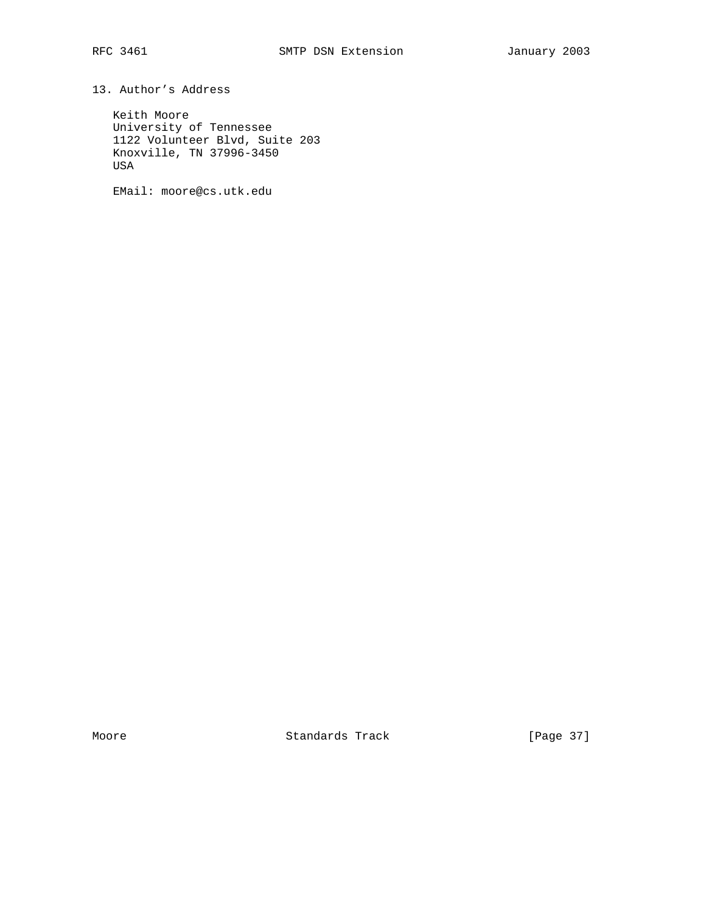## 13. Author's Address

Keith Moore
University of Tennessee
1122 Volunteer Blvd, Suite 203
Knoxville, TN 37996-3450
USA

EMail: moore@cs.utk.edu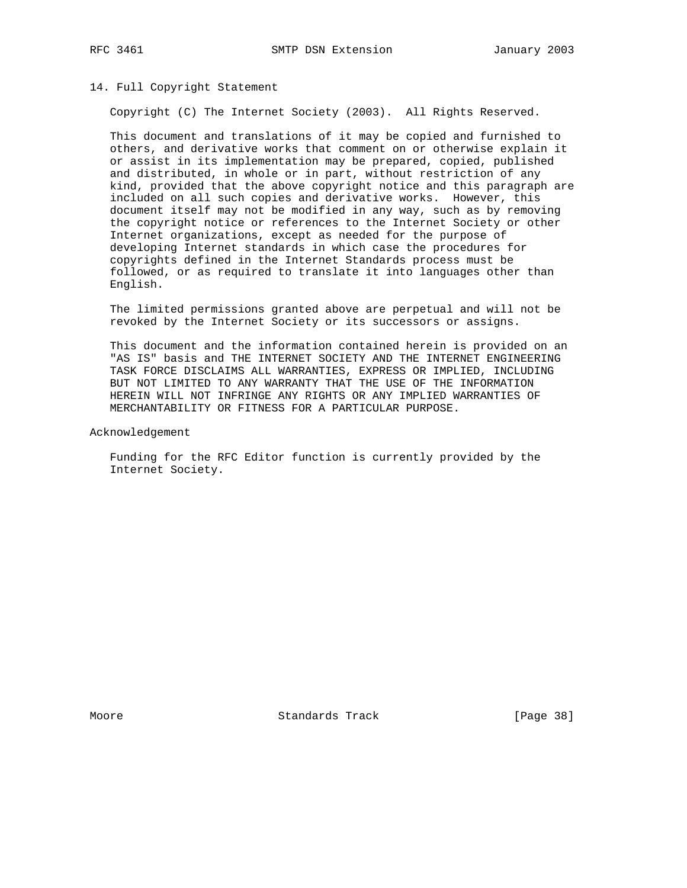## 14. Full Copyright Statement

Copyright (C) The Internet Society (2003). All Rights Reserved.

This document and translations of it may be copied and furnished to others, and derivative works that comment on or otherwise explain it or assist in its implementation may be prepared, copied, published and distributed, in whole or in part, without restriction of any kind, provided that the above copyright notice and this paragraph are included on all such copies and derivative works. However, this document itself may not be modified in any way, such as by removing the copyright notice or references to the Internet Society or other Internet organizations, except as needed for the purpose of developing Internet standards in which case the procedures for copyrights defined in the Internet Standards process must be followed, or as required to translate it into languages other than English.

The limited permissions granted above are perpetual and will not be revoked by the Internet Society or its successors or assigns.

This document and the information contained herein is provided on an "AS IS" basis and THE INTERNET SOCIETY AND THE INTERNET ENGINEERING TASK FORCE DISCLAIMS ALL WARRANTIES, EXPRESS OR IMPLIED, INCLUDING BUT NOT LIMITED TO ANY WARRANTY THAT THE USE OF THE INFORMATION HEREIN WILL NOT INFRINGE ANY RIGHTS OR ANY IMPLIED WARRANTIES OF MERCHANTABILITY OR FITNESS FOR A PARTICULAR PURPOSE.

## Acknowledgement

Funding for the RFC Editor function is currently provided by the Internet Society.